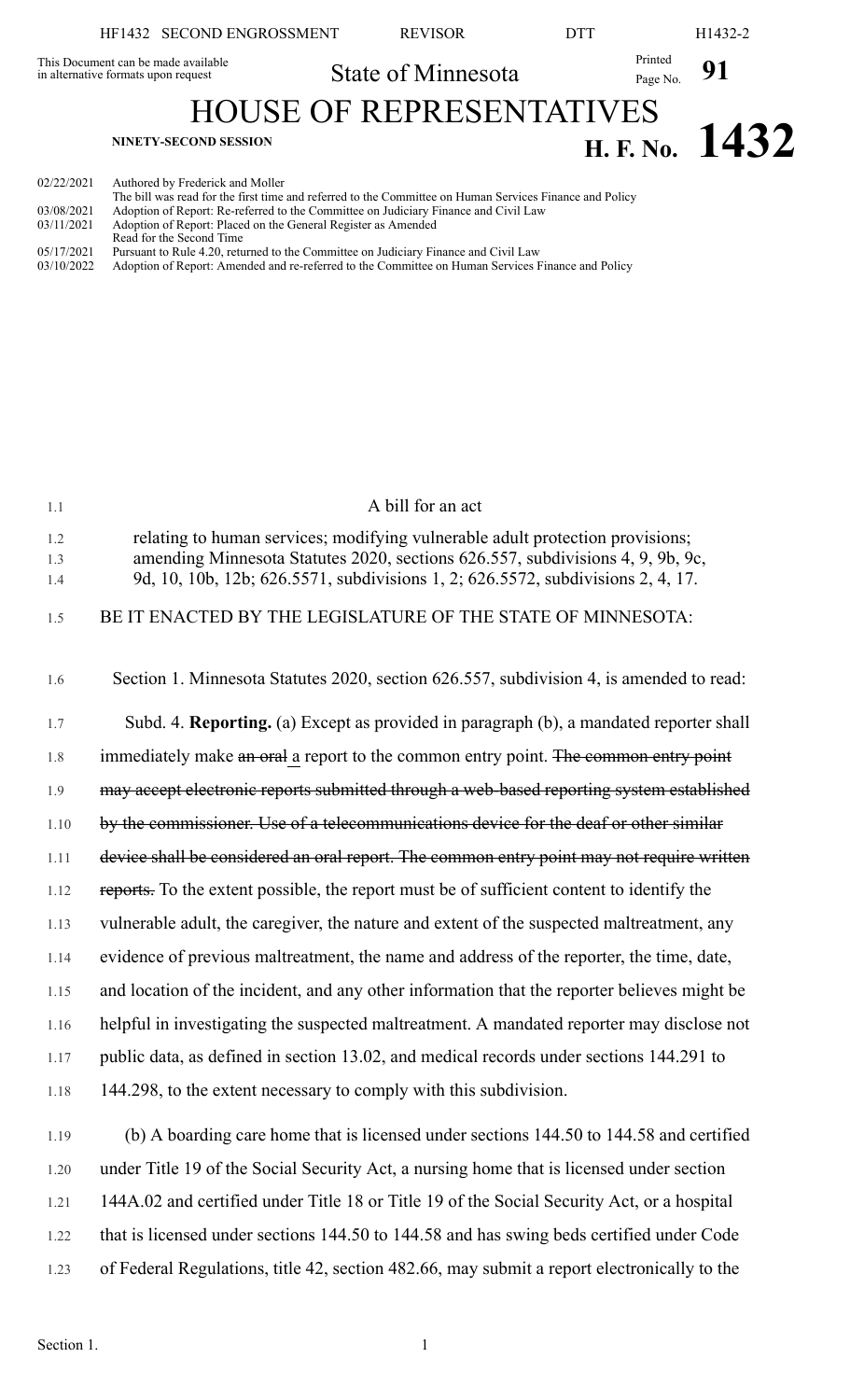HF1432 SECOND ENGROSSMENT — REVISOR — DTT — H1432-2

This Document can be made available in alternative formats upon request

State of Minnesota

Printed Page No. **91**

# HOUSE OF REPRESENTATIVES

**NINETY-SECOND SESSION**

**H. F. No. 1432**

| | |
|---|---|
| 02/22/2021 | Authored by Frederick and Moller<br>The bill was read for the first time and referred to the Committee on Human Services Finance and Policy |
| 03/08/2021 | Adoption of Report: Re-referred to the Committee on Judiciary Finance and Civil Law |
| 03/11/2021 | Adoption of Report: Placed on the General Register as Amended<br>Read for the Second Time |
| 05/17/2021 | Pursuant to Rule 4.20, returned to the Committee on Judiciary Finance and Civil Law |
| 03/10/2022 | Adoption of Report: Amended and re-referred to the Committee on Human Services Finance and Policy |

1.1 A bill for an act

1.2 relating to human services; modifying vulnerable adult protection provisions;
1.3 amending Minnesota Statutes 2020, sections 626.557, subdivisions 4, 9, 9b, 9c,
1.4 9d, 10, 10b, 12b; 626.5571, subdivisions 1, 2; 626.5572, subdivisions 2, 4, 17.

1.5 BE IT ENACTED BY THE LEGISLATURE OF THE STATE OF MINNESOTA:

1.6 Section 1. Minnesota Statutes 2020, section 626.557, subdivision 4, is amended to read:

1.7 Subd. 4. **Reporting.** (a) Except as provided in paragraph (b), a mandated reporter shall
1.8 immediately make ~~an oral~~ a report to the common entry point. ~~The common entry point~~
1.9 ~~may accept electronic reports submitted through a web-based reporting system established~~
1.10 ~~by the commissioner. Use of a telecommunications device for the deaf or other similar~~
1.11 ~~device shall be considered an oral report. The common entry point may not require written~~
1.12 ~~reports.~~ To the extent possible, the report must be of sufficient content to identify the
1.13 vulnerable adult, the caregiver, the nature and extent of the suspected maltreatment, any
1.14 evidence of previous maltreatment, the name and address of the reporter, the time, date,
1.15 and location of the incident, and any other information that the reporter believes might be
1.16 helpful in investigating the suspected maltreatment. A mandated reporter may disclose not
1.17 public data, as defined in section 13.02, and medical records under sections 144.291 to
1.18 144.298, to the extent necessary to comply with this subdivision.

1.19 (b) A boarding care home that is licensed under sections 144.50 to 144.58 and certified
1.20 under Title 19 of the Social Security Act, a nursing home that is licensed under section
1.21 144A.02 and certified under Title 18 or Title 19 of the Social Security Act, or a hospital
1.22 that is licensed under sections 144.50 to 144.58 and has swing beds certified under Code
1.23 of Federal Regulations, title 42, section 482.66, may submit a report electronically to the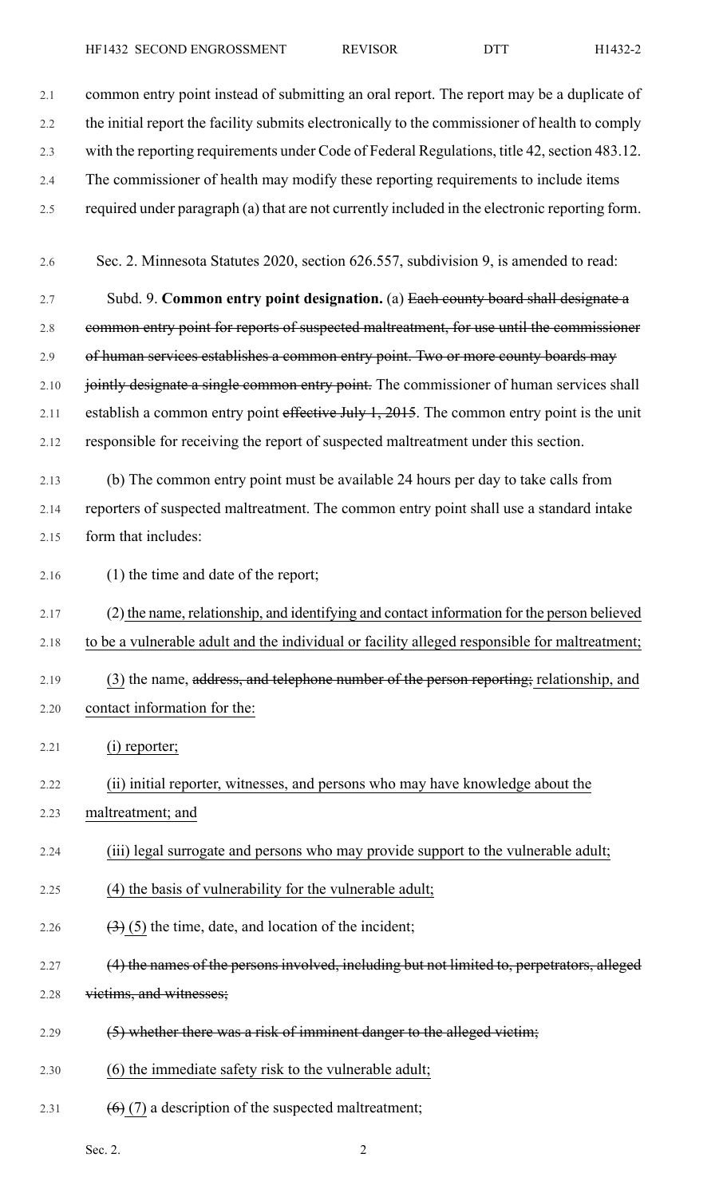common entry point instead of submitting an oral report. The report may be a duplicate of the initial report the facility submits electronically to the commissioner of health to comply with the reporting requirements under Code of Federal Regulations, title 42, section 483.12. The commissioner of health may modify these reporting requirements to include items required under paragraph (a) that are not currently included in the electronic reporting form.

Sec. 2. Minnesota Statutes 2020, section 626.557, subdivision 9, is amended to read:

Subd. 9. **Common entry point designation.** (a) ~~Each county board shall designate a common entry point for reports of suspected maltreatment, for use until the commissioner of human services establishes a common entry point. Two or more county boards may jointly designate a single common entry point.~~ The commissioner of human services shall establish a common entry point ~~effective July 1, 2015~~. The common entry point is the unit responsible for receiving the report of suspected maltreatment under this section.

(b) The common entry point must be available 24 hours per day to take calls from reporters of suspected maltreatment. The common entry point shall use a standard intake form that includes:

(1) the time and date of the report;

(2) the name, relationship, and identifying and contact information for the person believed to be a vulnerable adult and the individual or facility alleged responsible for maltreatment;

(3) the name, ~~address, and telephone number of the person reporting;~~ relationship, and contact information for the:

(i) reporter;

(ii) initial reporter, witnesses, and persons who may have knowledge about the maltreatment; and

(iii) legal surrogate and persons who may provide support to the vulnerable adult;

(4) the basis of vulnerability for the vulnerable adult;

~~(3)~~ (5) the time, date, and location of the incident;

~~(4) the names of the persons involved, including but not limited to, perpetrators, alleged victims, and witnesses;~~

~~(5) whether there was a risk of imminent danger to the alleged victim;~~

(6) the immediate safety risk to the vulnerable adult;

~~(6)~~ (7) a description of the suspected maltreatment;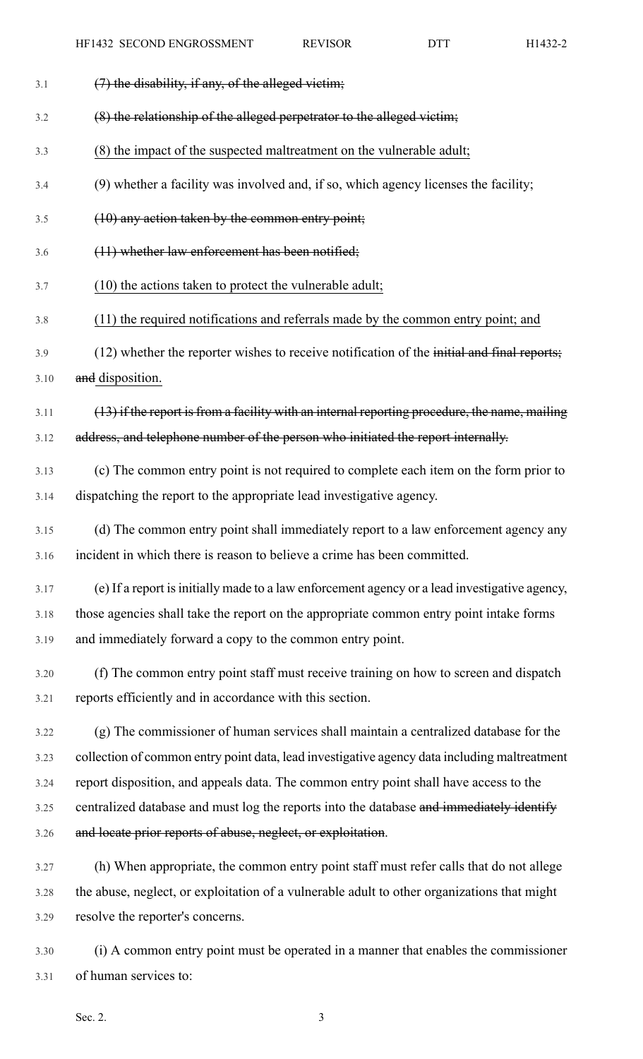~~(7) the disability, if any, of the alleged victim;~~

~~(8) the relationship of the alleged perpetrator to the alleged victim;~~

<u>(8) the impact of the suspected maltreatment on the vulnerable adult;</u>

(9) whether a facility was involved and, if so, which agency licenses the facility;

~~(10) any action taken by the common entry point;~~

~~(11) whether law enforcement has been notified;~~

<u>(10) the actions taken to protect the vulnerable adult;</u>

<u>(11) the required notifications and referrals made by the common entry point; and</u>

(12) whether the reporter wishes to receive notification of the ~~initial and final reports; and~~ disposition<u>.</u>

~~(13) if the report is from a facility with an internal reporting procedure, the name, mailing address, and telephone number of the person who initiated the report internally.~~

(c) The common entry point is not required to complete each item on the form prior to dispatching the report to the appropriate lead investigative agency.

(d) The common entry point shall immediately report to a law enforcement agency any incident in which there is reason to believe a crime has been committed.

(e) If a report is initially made to a law enforcement agency or a lead investigative agency, those agencies shall take the report on the appropriate common entry point intake forms and immediately forward a copy to the common entry point.

(f) The common entry point staff must receive training on how to screen and dispatch reports efficiently and in accordance with this section.

(g) The commissioner of human services shall maintain a centralized database for the collection of common entry point data, lead investigative agency data including maltreatment report disposition, and appeals data. The common entry point shall have access to the centralized database and must log the reports into the database ~~and immediately identify and locate prior reports of abuse, neglect, or exploitation~~.

(h) When appropriate, the common entry point staff must refer calls that do not allege the abuse, neglect, or exploitation of a vulnerable adult to other organizations that might resolve the reporter's concerns.

(i) A common entry point must be operated in a manner that enables the commissioner of human services to: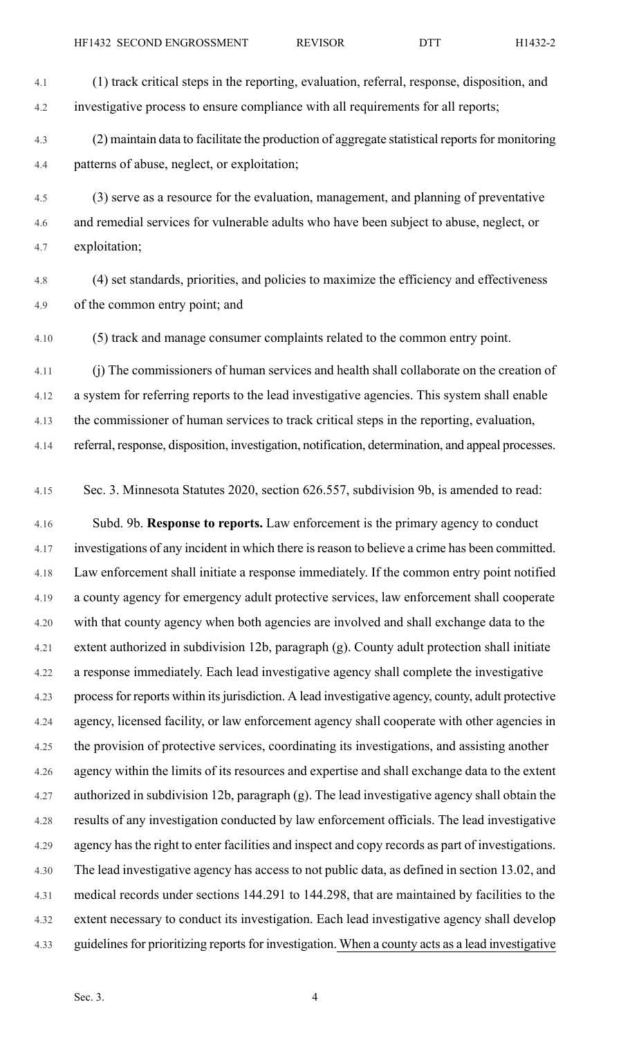(1) track critical steps in the reporting, evaluation, referral, response, disposition, and investigative process to ensure compliance with all requirements for all reports;

(2) maintain data to facilitate the production of aggregate statistical reports for monitoring patterns of abuse, neglect, or exploitation;

(3) serve as a resource for the evaluation, management, and planning of preventative and remedial services for vulnerable adults who have been subject to abuse, neglect, or exploitation;

(4) set standards, priorities, and policies to maximize the efficiency and effectiveness of the common entry point; and

(5) track and manage consumer complaints related to the common entry point.

(j) The commissioners of human services and health shall collaborate on the creation of a system for referring reports to the lead investigative agencies. This system shall enable the commissioner of human services to track critical steps in the reporting, evaluation, referral, response, disposition, investigation, notification, determination, and appeal processes.

Sec. 3. Minnesota Statutes 2020, section 626.557, subdivision 9b, is amended to read:

Subd. 9b. **Response to reports.** Law enforcement is the primary agency to conduct investigations of any incident in which there is reason to believe a crime has been committed. Law enforcement shall initiate a response immediately. If the common entry point notified a county agency for emergency adult protective services, law enforcement shall cooperate with that county agency when both agencies are involved and shall exchange data to the extent authorized in subdivision 12b, paragraph (g). County adult protection shall initiate a response immediately. Each lead investigative agency shall complete the investigative process for reports within its jurisdiction. A lead investigative agency, county, adult protective agency, licensed facility, or law enforcement agency shall cooperate with other agencies in the provision of protective services, coordinating its investigations, and assisting another agency within the limits of its resources and expertise and shall exchange data to the extent authorized in subdivision 12b, paragraph (g). The lead investigative agency shall obtain the results of any investigation conducted by law enforcement officials. The lead investigative agency has the right to enter facilities and inspect and copy records as part of investigations. The lead investigative agency has access to not public data, as defined in section 13.02, and medical records under sections 144.291 to 144.298, that are maintained by facilities to the extent necessary to conduct its investigation. Each lead investigative agency shall develop guidelines for prioritizing reports for investigation. <u>When a county acts as a lead investigative</u>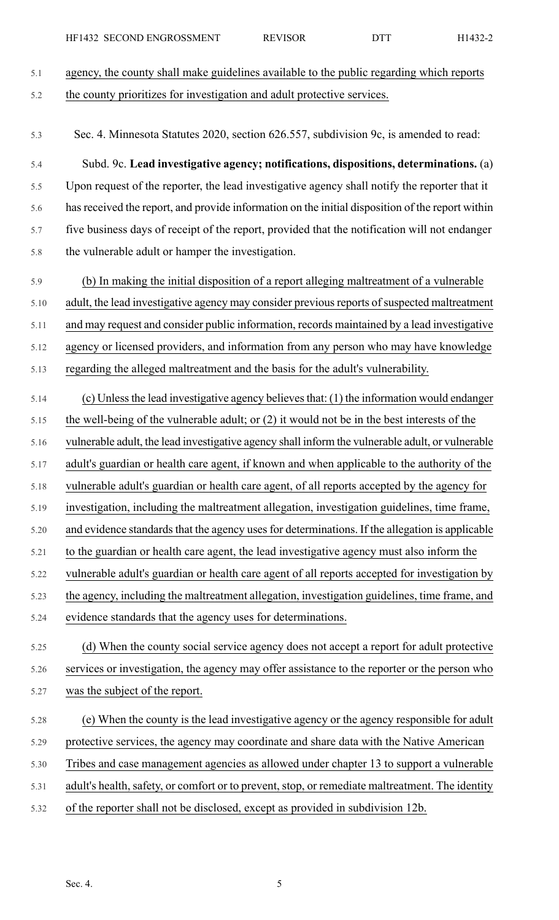agency, the county shall make guidelines available to the public regarding which reports the county prioritizes for investigation and adult protective services.

Sec. 4. Minnesota Statutes 2020, section 626.557, subdivision 9c, is amended to read:

Subd. 9c. **Lead investigative agency; notifications, dispositions, determinations.** (a) Upon request of the reporter, the lead investigative agency shall notify the reporter that it has received the report, and provide information on the initial disposition of the report within five business days of receipt of the report, provided that the notification will not endanger the vulnerable adult or hamper the investigation.

(b) In making the initial disposition of a report alleging maltreatment of a vulnerable adult, the lead investigative agency may consider previous reports of suspected maltreatment and may request and consider public information, records maintained by a lead investigative agency or licensed providers, and information from any person who may have knowledge regarding the alleged maltreatment and the basis for the adult's vulnerability.

(c) Unless the lead investigative agency believes that: (1) the information would endanger the well-being of the vulnerable adult; or (2) it would not be in the best interests of the vulnerable adult, the lead investigative agency shall inform the vulnerable adult, or vulnerable adult's guardian or health care agent, if known and when applicable to the authority of the vulnerable adult's guardian or health care agent, of all reports accepted by the agency for investigation, including the maltreatment allegation, investigation guidelines, time frame, and evidence standards that the agency uses for determinations. If the allegation is applicable to the guardian or health care agent, the lead investigative agency must also inform the vulnerable adult's guardian or health care agent of all reports accepted for investigation by the agency, including the maltreatment allegation, investigation guidelines, time frame, and evidence standards that the agency uses for determinations.

(d) When the county social service agency does not accept a report for adult protective services or investigation, the agency may offer assistance to the reporter or the person who was the subject of the report.

(e) When the county is the lead investigative agency or the agency responsible for adult protective services, the agency may coordinate and share data with the Native American Tribes and case management agencies as allowed under chapter 13 to support a vulnerable adult's health, safety, or comfort or to prevent, stop, or remediate maltreatment. The identity of the reporter shall not be disclosed, except as provided in subdivision 12b.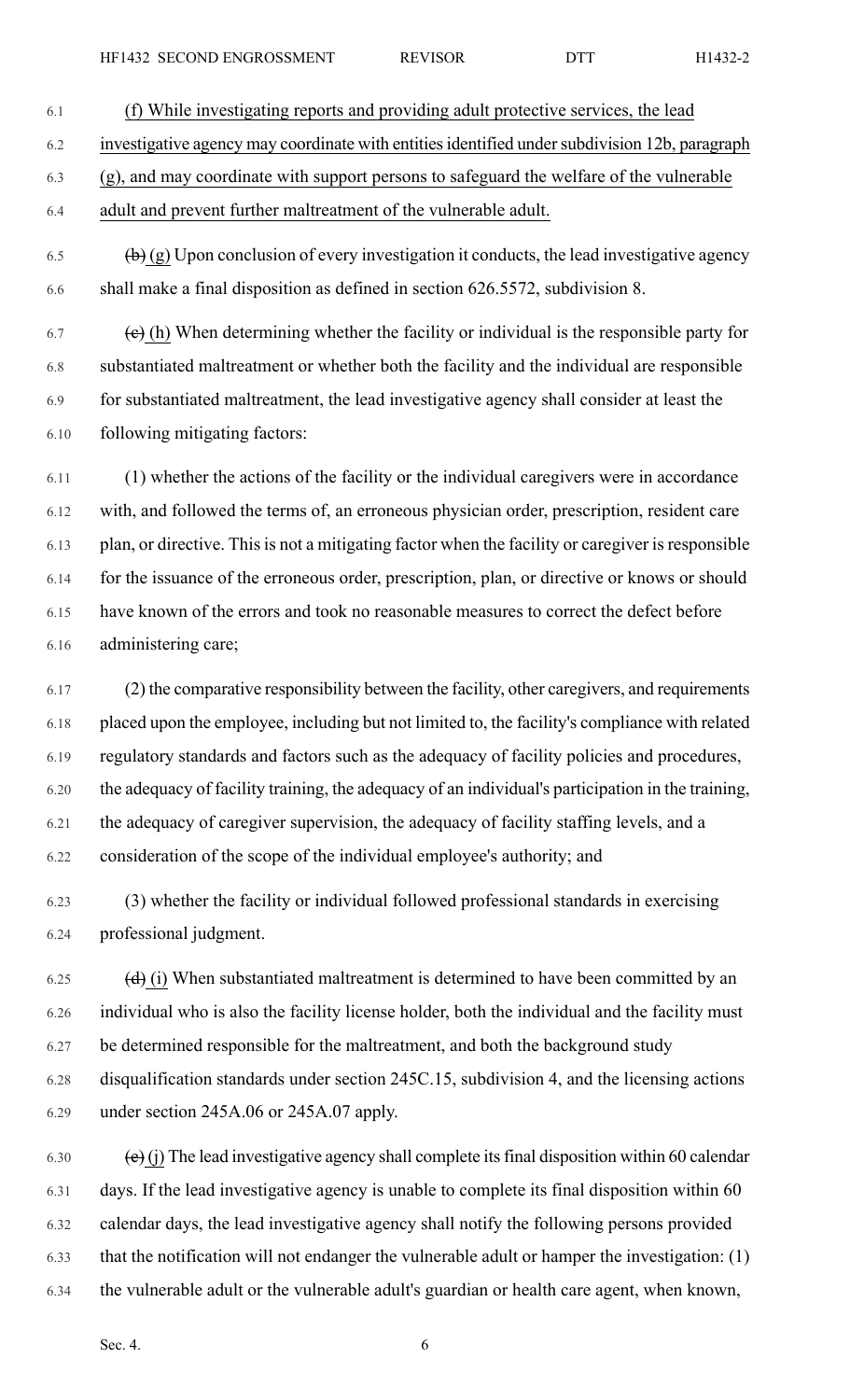(f) While investigating reports and providing adult protective services, the lead investigative agency may coordinate with entities identified under subdivision 12b, paragraph (g), and may coordinate with support persons to safeguard the welfare of the vulnerable adult and prevent further maltreatment of the vulnerable adult.

~~(b)~~ (g) Upon conclusion of every investigation it conducts, the lead investigative agency shall make a final disposition as defined in section 626.5572, subdivision 8.

~~(c)~~ (h) When determining whether the facility or individual is the responsible party for substantiated maltreatment or whether both the facility and the individual are responsible for substantiated maltreatment, the lead investigative agency shall consider at least the following mitigating factors:

(1) whether the actions of the facility or the individual caregivers were in accordance with, and followed the terms of, an erroneous physician order, prescription, resident care plan, or directive. This is not a mitigating factor when the facility or caregiver is responsible for the issuance of the erroneous order, prescription, plan, or directive or knows or should have known of the errors and took no reasonable measures to correct the defect before administering care;

(2) the comparative responsibility between the facility, other caregivers, and requirements placed upon the employee, including but not limited to, the facility's compliance with related regulatory standards and factors such as the adequacy of facility policies and procedures, the adequacy of facility training, the adequacy of an individual's participation in the training, the adequacy of caregiver supervision, the adequacy of facility staffing levels, and a consideration of the scope of the individual employee's authority; and

(3) whether the facility or individual followed professional standards in exercising professional judgment.

~~(d)~~ (i) When substantiated maltreatment is determined to have been committed by an individual who is also the facility license holder, both the individual and the facility must be determined responsible for the maltreatment, and both the background study disqualification standards under section 245C.15, subdivision 4, and the licensing actions under section 245A.06 or 245A.07 apply.

~~(e)~~ (j) The lead investigative agency shall complete its final disposition within 60 calendar days. If the lead investigative agency is unable to complete its final disposition within 60 calendar days, the lead investigative agency shall notify the following persons provided that the notification will not endanger the vulnerable adult or hamper the investigation: (1) the vulnerable adult or the vulnerable adult's guardian or health care agent, when known,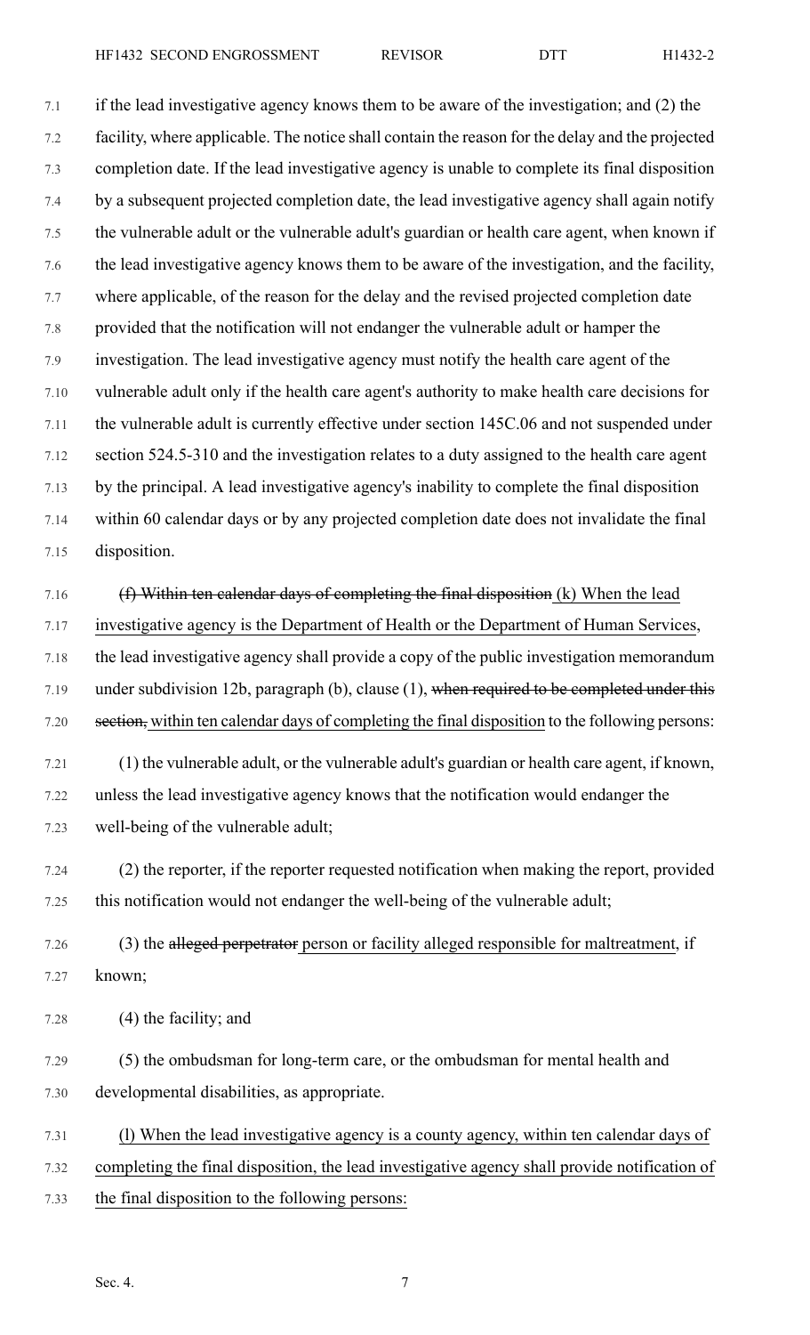if the lead investigative agency knows them to be aware of the investigation; and (2) the facility, where applicable. The notice shall contain the reason for the delay and the projected completion date. If the lead investigative agency is unable to complete its final disposition by a subsequent projected completion date, the lead investigative agency shall again notify the vulnerable adult or the vulnerable adult's guardian or health care agent, when known if the lead investigative agency knows them to be aware of the investigation, and the facility, where applicable, of the reason for the delay and the revised projected completion date provided that the notification will not endanger the vulnerable adult or hamper the investigation. The lead investigative agency must notify the health care agent of the vulnerable adult only if the health care agent's authority to make health care decisions for the vulnerable adult is currently effective under section 145C.06 and not suspended under section 524.5-310 and the investigation relates to a duty assigned to the health care agent by the principal. A lead investigative agency's inability to complete the final disposition within 60 calendar days or by any projected completion date does not invalidate the final disposition.

~~(f) Within ten calendar days of completing the final disposition~~ (k) When the lead investigative agency is the Department of Health or the Department of Human Services, the lead investigative agency shall provide a copy of the public investigation memorandum under subdivision 12b, paragraph (b), clause (1), ~~when required to be completed under this section,~~ within ten calendar days of completing the final disposition to the following persons:

(1) the vulnerable adult, or the vulnerable adult's guardian or health care agent, if known, unless the lead investigative agency knows that the notification would endanger the well-being of the vulnerable adult;

(2) the reporter, if the reporter requested notification when making the report, provided this notification would not endanger the well-being of the vulnerable adult;

(3) the ~~alleged perpetrator~~ person or facility alleged responsible for maltreatment, if known;

(4) the facility; and

(5) the ombudsman for long-term care, or the ombudsman for mental health and developmental disabilities, as appropriate.

(l) When the lead investigative agency is a county agency, within ten calendar days of completing the final disposition, the lead investigative agency shall provide notification of the final disposition to the following persons: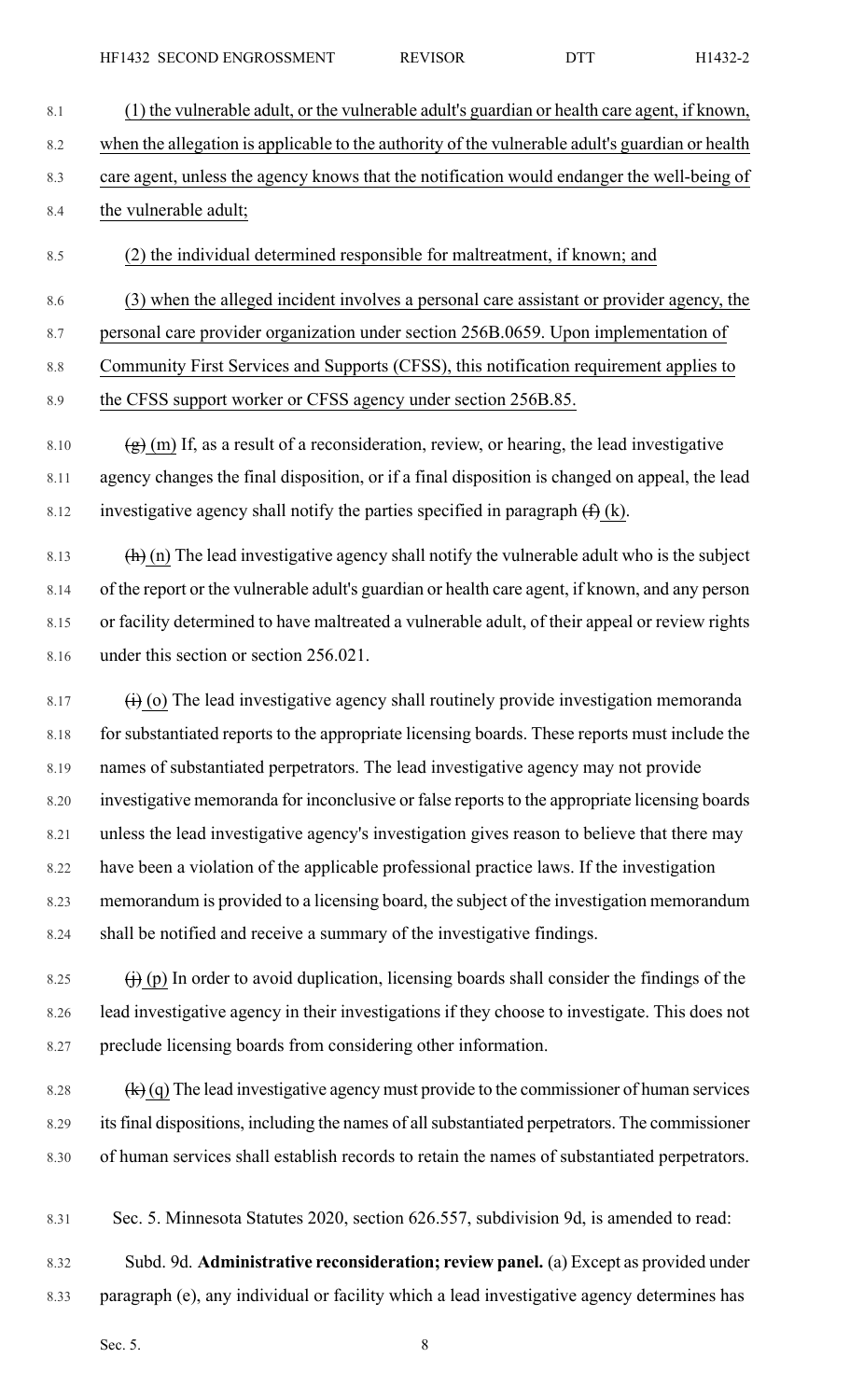(1) the vulnerable adult, or the vulnerable adult's guardian or health care agent, if known, when the allegation is applicable to the authority of the vulnerable adult's guardian or health care agent, unless the agency knows that the notification would endanger the well-being of the vulnerable adult;

(2) the individual determined responsible for maltreatment, if known; and

(3) when the alleged incident involves a personal care assistant or provider agency, the personal care provider organization under section 256B.0659. Upon implementation of Community First Services and Supports (CFSS), this notification requirement applies to the CFSS support worker or CFSS agency under section 256B.85.

~~(g)~~ (m) If, as a result of a reconsideration, review, or hearing, the lead investigative agency changes the final disposition, or if a final disposition is changed on appeal, the lead investigative agency shall notify the parties specified in paragraph ~~(f)~~ (k).

~~(h)~~ (n) The lead investigative agency shall notify the vulnerable adult who is the subject of the report or the vulnerable adult's guardian or health care agent, if known, and any person or facility determined to have maltreated a vulnerable adult, of their appeal or review rights under this section or section 256.021.

~~(i)~~ (o) The lead investigative agency shall routinely provide investigation memoranda for substantiated reports to the appropriate licensing boards. These reports must include the names of substantiated perpetrators. The lead investigative agency may not provide investigative memoranda for inconclusive or false reports to the appropriate licensing boards unless the lead investigative agency's investigation gives reason to believe that there may have been a violation of the applicable professional practice laws. If the investigation memorandum is provided to a licensing board, the subject of the investigation memorandum shall be notified and receive a summary of the investigative findings.

~~(j)~~ (p) In order to avoid duplication, licensing boards shall consider the findings of the lead investigative agency in their investigations if they choose to investigate. This does not preclude licensing boards from considering other information.

~~(k)~~ (q) The lead investigative agency must provide to the commissioner of human services its final dispositions, including the names of all substantiated perpetrators. The commissioner of human services shall establish records to retain the names of substantiated perpetrators.

Sec. 5. Minnesota Statutes 2020, section 626.557, subdivision 9d, is amended to read:

Subd. 9d. **Administrative reconsideration; review panel.** (a) Except as provided under paragraph (e), any individual or facility which a lead investigative agency determines has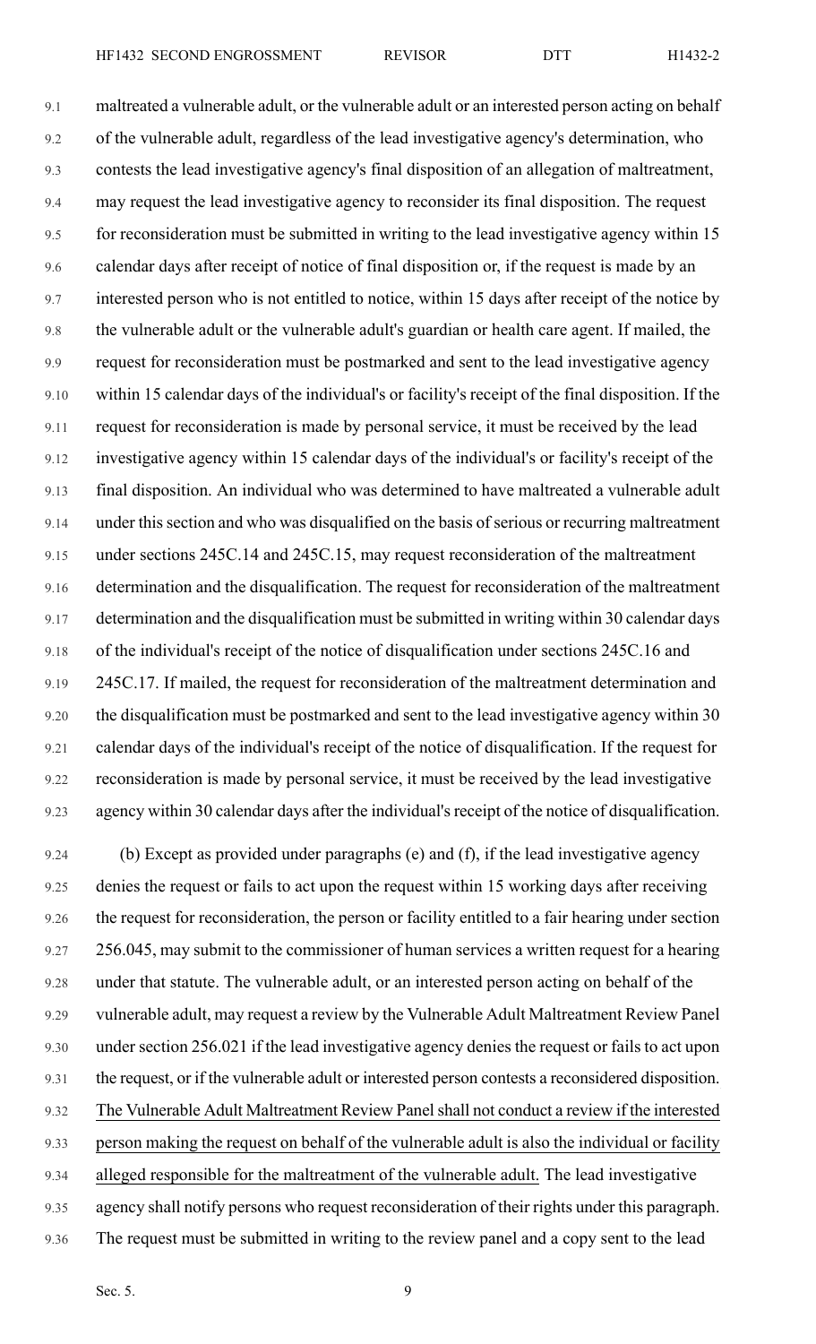maltreated a vulnerable adult, or the vulnerable adult or an interested person acting on behalf of the vulnerable adult, regardless of the lead investigative agency's determination, who contests the lead investigative agency's final disposition of an allegation of maltreatment, may request the lead investigative agency to reconsider its final disposition. The request for reconsideration must be submitted in writing to the lead investigative agency within 15 calendar days after receipt of notice of final disposition or, if the request is made by an interested person who is not entitled to notice, within 15 days after receipt of the notice by the vulnerable adult or the vulnerable adult's guardian or health care agent. If mailed, the request for reconsideration must be postmarked and sent to the lead investigative agency within 15 calendar days of the individual's or facility's receipt of the final disposition. If the request for reconsideration is made by personal service, it must be received by the lead investigative agency within 15 calendar days of the individual's or facility's receipt of the final disposition. An individual who was determined to have maltreated a vulnerable adult under this section and who was disqualified on the basis of serious or recurring maltreatment under sections 245C.14 and 245C.15, may request reconsideration of the maltreatment determination and the disqualification. The request for reconsideration of the maltreatment determination and the disqualification must be submitted in writing within 30 calendar days of the individual's receipt of the notice of disqualification under sections 245C.16 and 245C.17. If mailed, the request for reconsideration of the maltreatment determination and the disqualification must be postmarked and sent to the lead investigative agency within 30 calendar days of the individual's receipt of the notice of disqualification. If the request for reconsideration is made by personal service, it must be received by the lead investigative agency within 30 calendar days after the individual's receipt of the notice of disqualification.

(b) Except as provided under paragraphs (e) and (f), if the lead investigative agency denies the request or fails to act upon the request within 15 working days after receiving the request for reconsideration, the person or facility entitled to a fair hearing under section 256.045, may submit to the commissioner of human services a written request for a hearing under that statute. The vulnerable adult, or an interested person acting on behalf of the vulnerable adult, may request a review by the Vulnerable Adult Maltreatment Review Panel under section 256.021 if the lead investigative agency denies the request or fails to act upon the request, or if the vulnerable adult or interested person contests a reconsidered disposition. <u>The Vulnerable Adult Maltreatment Review Panel shall not conduct a review if the interested person making the request on behalf of the vulnerable adult is also the individual or facility alleged responsible for the maltreatment of the vulnerable adult.</u> The lead investigative agency shall notify persons who request reconsideration of their rights under this paragraph. The request must be submitted in writing to the review panel and a copy sent to the lead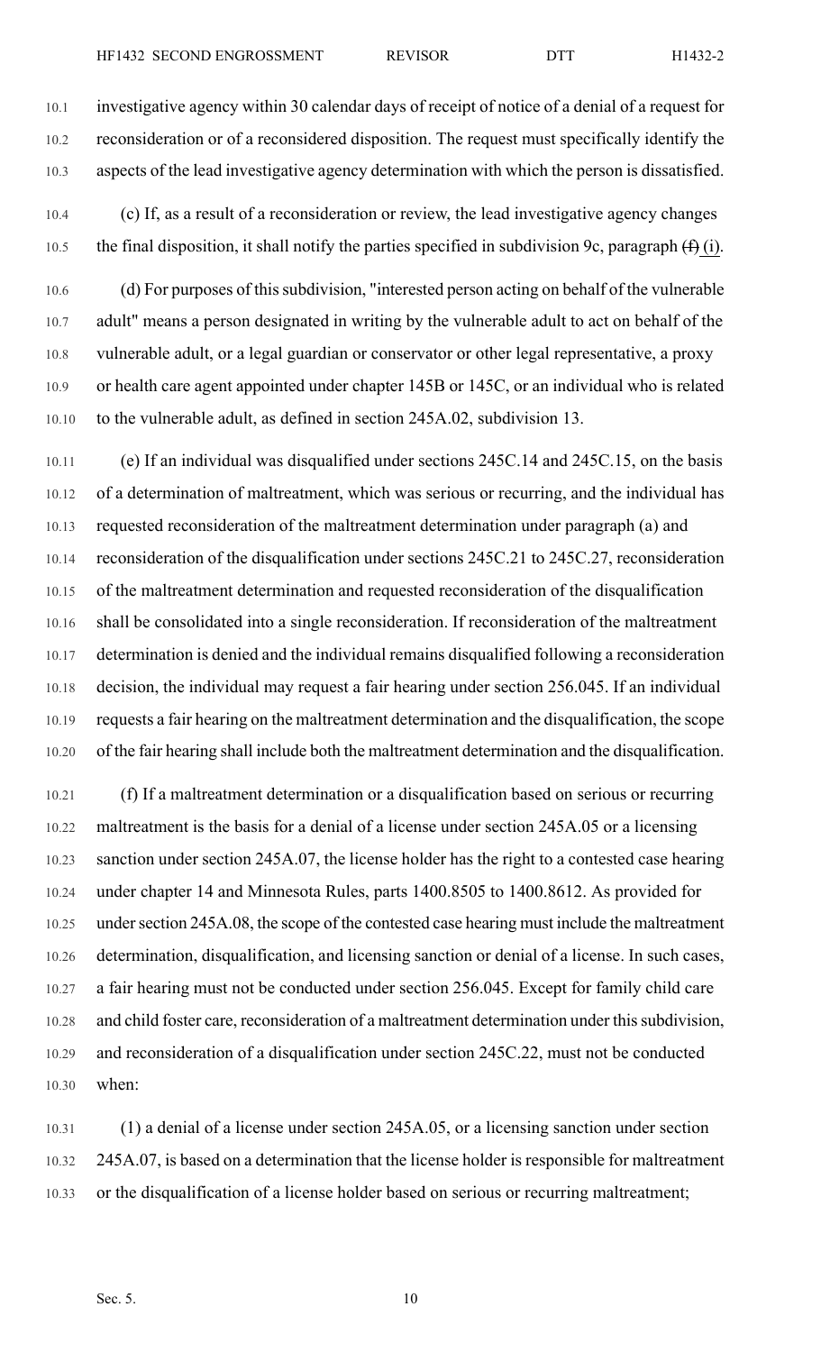investigative agency within 30 calendar days of receipt of notice of a denial of a request for reconsideration or of a reconsidered disposition. The request must specifically identify the aspects of the lead investigative agency determination with which the person is dissatisfied.

(c) If, as a result of a reconsideration or review, the lead investigative agency changes the final disposition, it shall notify the parties specified in subdivision 9c, paragraph ~~(f)~~ (i).

(d) For purposes of this subdivision, "interested person acting on behalf of the vulnerable adult" means a person designated in writing by the vulnerable adult to act on behalf of the vulnerable adult, or a legal guardian or conservator or other legal representative, a proxy or health care agent appointed under chapter 145B or 145C, or an individual who is related to the vulnerable adult, as defined in section 245A.02, subdivision 13.

(e) If an individual was disqualified under sections 245C.14 and 245C.15, on the basis of a determination of maltreatment, which was serious or recurring, and the individual has requested reconsideration of the maltreatment determination under paragraph (a) and reconsideration of the disqualification under sections 245C.21 to 245C.27, reconsideration of the maltreatment determination and requested reconsideration of the disqualification shall be consolidated into a single reconsideration. If reconsideration of the maltreatment determination is denied and the individual remains disqualified following a reconsideration decision, the individual may request a fair hearing under section 256.045. If an individual requests a fair hearing on the maltreatment determination and the disqualification, the scope of the fair hearing shall include both the maltreatment determination and the disqualification.

(f) If a maltreatment determination or a disqualification based on serious or recurring maltreatment is the basis for a denial of a license under section 245A.05 or a licensing sanction under section 245A.07, the license holder has the right to a contested case hearing under chapter 14 and Minnesota Rules, parts 1400.8505 to 1400.8612. As provided for under section 245A.08, the scope of the contested case hearing must include the maltreatment determination, disqualification, and licensing sanction or denial of a license. In such cases, a fair hearing must not be conducted under section 256.045. Except for family child care and child foster care, reconsideration of a maltreatment determination under this subdivision, and reconsideration of a disqualification under section 245C.22, must not be conducted when:

(1) a denial of a license under section 245A.05, or a licensing sanction under section 245A.07, is based on a determination that the license holder is responsible for maltreatment or the disqualification of a license holder based on serious or recurring maltreatment;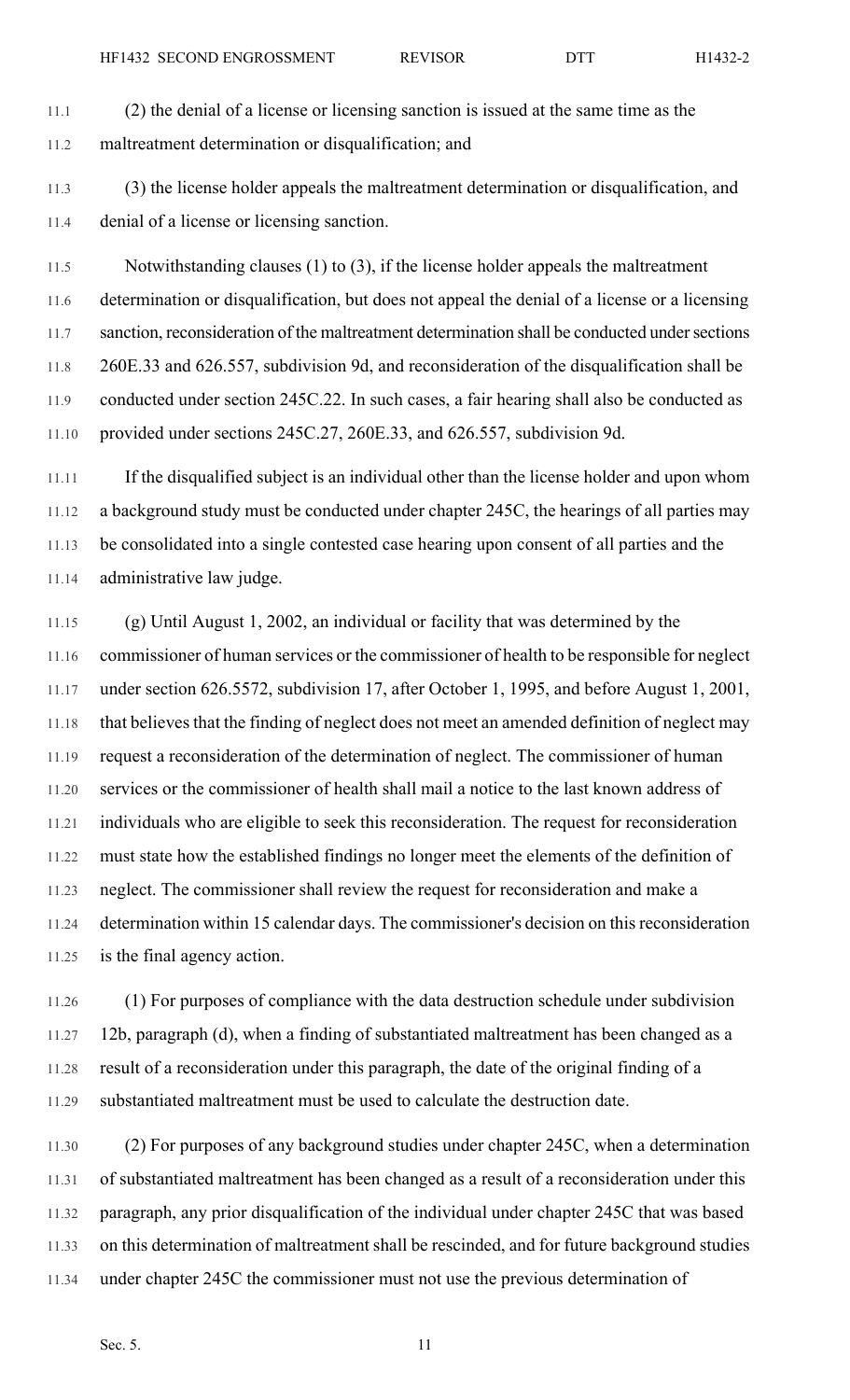(2) the denial of a license or licensing sanction is issued at the same time as the maltreatment determination or disqualification; and

(3) the license holder appeals the maltreatment determination or disqualification, and denial of a license or licensing sanction.

Notwithstanding clauses (1) to (3), if the license holder appeals the maltreatment determination or disqualification, but does not appeal the denial of a license or a licensing sanction, reconsideration of the maltreatment determination shall be conducted under sections 260E.33 and 626.557, subdivision 9d, and reconsideration of the disqualification shall be conducted under section 245C.22. In such cases, a fair hearing shall also be conducted as provided under sections 245C.27, 260E.33, and 626.557, subdivision 9d.

If the disqualified subject is an individual other than the license holder and upon whom a background study must be conducted under chapter 245C, the hearings of all parties may be consolidated into a single contested case hearing upon consent of all parties and the administrative law judge.

(g) Until August 1, 2002, an individual or facility that was determined by the commissioner of human services or the commissioner of health to be responsible for neglect under section 626.5572, subdivision 17, after October 1, 1995, and before August 1, 2001, that believes that the finding of neglect does not meet an amended definition of neglect may request a reconsideration of the determination of neglect. The commissioner of human services or the commissioner of health shall mail a notice to the last known address of individuals who are eligible to seek this reconsideration. The request for reconsideration must state how the established findings no longer meet the elements of the definition of neglect. The commissioner shall review the request for reconsideration and make a determination within 15 calendar days. The commissioner's decision on this reconsideration is the final agency action.

(1) For purposes of compliance with the data destruction schedule under subdivision 12b, paragraph (d), when a finding of substantiated maltreatment has been changed as a result of a reconsideration under this paragraph, the date of the original finding of a substantiated maltreatment must be used to calculate the destruction date.

(2) For purposes of any background studies under chapter 245C, when a determination of substantiated maltreatment has been changed as a result of a reconsideration under this paragraph, any prior disqualification of the individual under chapter 245C that was based on this determination of maltreatment shall be rescinded, and for future background studies under chapter 245C the commissioner must not use the previous determination of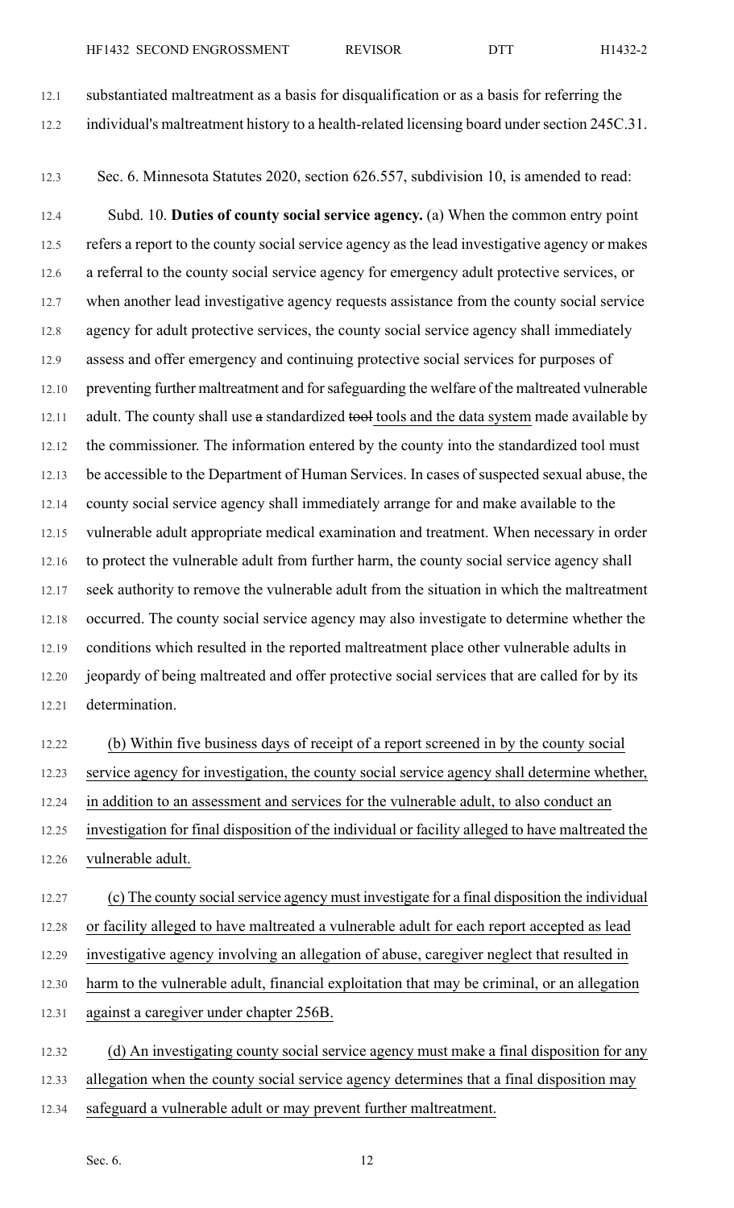substantiated maltreatment as a basis for disqualification or as a basis for referring the individual's maltreatment history to a health-related licensing board under section 245C.31.

Sec. 6. Minnesota Statutes 2020, section 626.557, subdivision 10, is amended to read:

Subd. 10. **Duties of county social service agency.** (a) When the common entry point refers a report to the county social service agency as the lead investigative agency or makes a referral to the county social service agency for emergency adult protective services, or when another lead investigative agency requests assistance from the county social service agency for adult protective services, the county social service agency shall immediately assess and offer emergency and continuing protective social services for purposes of preventing further maltreatment and for safeguarding the welfare of the maltreated vulnerable adult. The county shall use ~~a~~ standardized ~~tool~~ tools and the data system made available by the commissioner. The information entered by the county into the standardized tool must be accessible to the Department of Human Services. In cases of suspected sexual abuse, the county social service agency shall immediately arrange for and make available to the vulnerable adult appropriate medical examination and treatment. When necessary in order to protect the vulnerable adult from further harm, the county social service agency shall seek authority to remove the vulnerable adult from the situation in which the maltreatment occurred. The county social service agency may also investigate to determine whether the conditions which resulted in the reported maltreatment place other vulnerable adults in jeopardy of being maltreated and offer protective social services that are called for by its determination.

(b) Within five business days of receipt of a report screened in by the county social service agency for investigation, the county social service agency shall determine whether, in addition to an assessment and services for the vulnerable adult, to also conduct an investigation for final disposition of the individual or facility alleged to have maltreated the vulnerable adult.

(c) The county social service agency must investigate for a final disposition the individual or facility alleged to have maltreated a vulnerable adult for each report accepted as lead investigative agency involving an allegation of abuse, caregiver neglect that resulted in harm to the vulnerable adult, financial exploitation that may be criminal, or an allegation against a caregiver under chapter 256B.

(d) An investigating county social service agency must make a final disposition for any allegation when the county social service agency determines that a final disposition may safeguard a vulnerable adult or may prevent further maltreatment.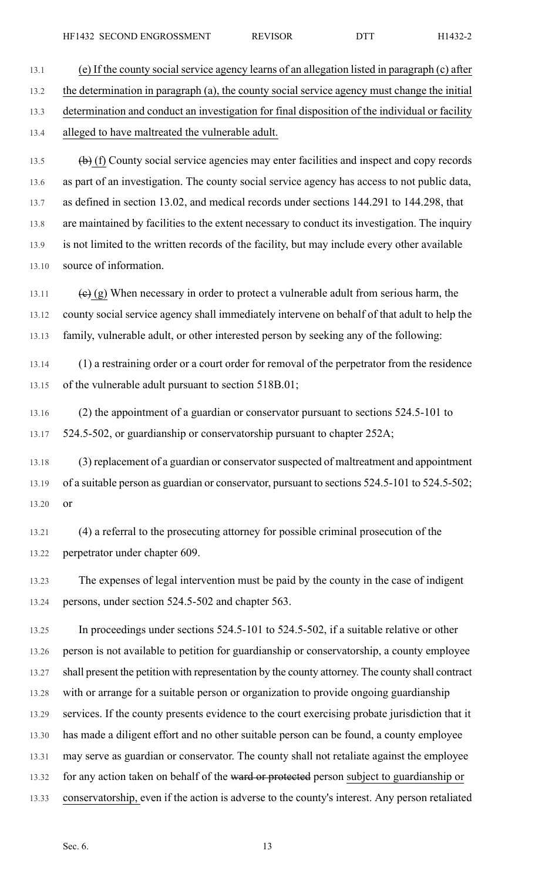(e) If the county social service agency learns of an allegation listed in paragraph (c) after the determination in paragraph (a), the county social service agency must change the initial determination and conduct an investigation for final disposition of the individual or facility alleged to have maltreated the vulnerable adult.

~~(b)~~ (f) County social service agencies may enter facilities and inspect and copy records as part of an investigation. The county social service agency has access to not public data, as defined in section 13.02, and medical records under sections 144.291 to 144.298, that are maintained by facilities to the extent necessary to conduct its investigation. The inquiry is not limited to the written records of the facility, but may include every other available source of information.

~~(c)~~ (g) When necessary in order to protect a vulnerable adult from serious harm, the county social service agency shall immediately intervene on behalf of that adult to help the family, vulnerable adult, or other interested person by seeking any of the following:

(1) a restraining order or a court order for removal of the perpetrator from the residence of the vulnerable adult pursuant to section 518B.01;

(2) the appointment of a guardian or conservator pursuant to sections 524.5-101 to 524.5-502, or guardianship or conservatorship pursuant to chapter 252A;

(3) replacement of a guardian or conservator suspected of maltreatment and appointment of a suitable person as guardian or conservator, pursuant to sections 524.5-101 to 524.5-502; or

(4) a referral to the prosecuting attorney for possible criminal prosecution of the perpetrator under chapter 609.

The expenses of legal intervention must be paid by the county in the case of indigent persons, under section 524.5-502 and chapter 563.

In proceedings under sections 524.5-101 to 524.5-502, if a suitable relative or other person is not available to petition for guardianship or conservatorship, a county employee shall present the petition with representation by the county attorney. The county shall contract with or arrange for a suitable person or organization to provide ongoing guardianship services. If the county presents evidence to the court exercising probate jurisdiction that it has made a diligent effort and no other suitable person can be found, a county employee may serve as guardian or conservator. The county shall not retaliate against the employee for any action taken on behalf of the ~~ward or protected~~ person subject to guardianship or conservatorship, even if the action is adverse to the county's interest. Any person retaliated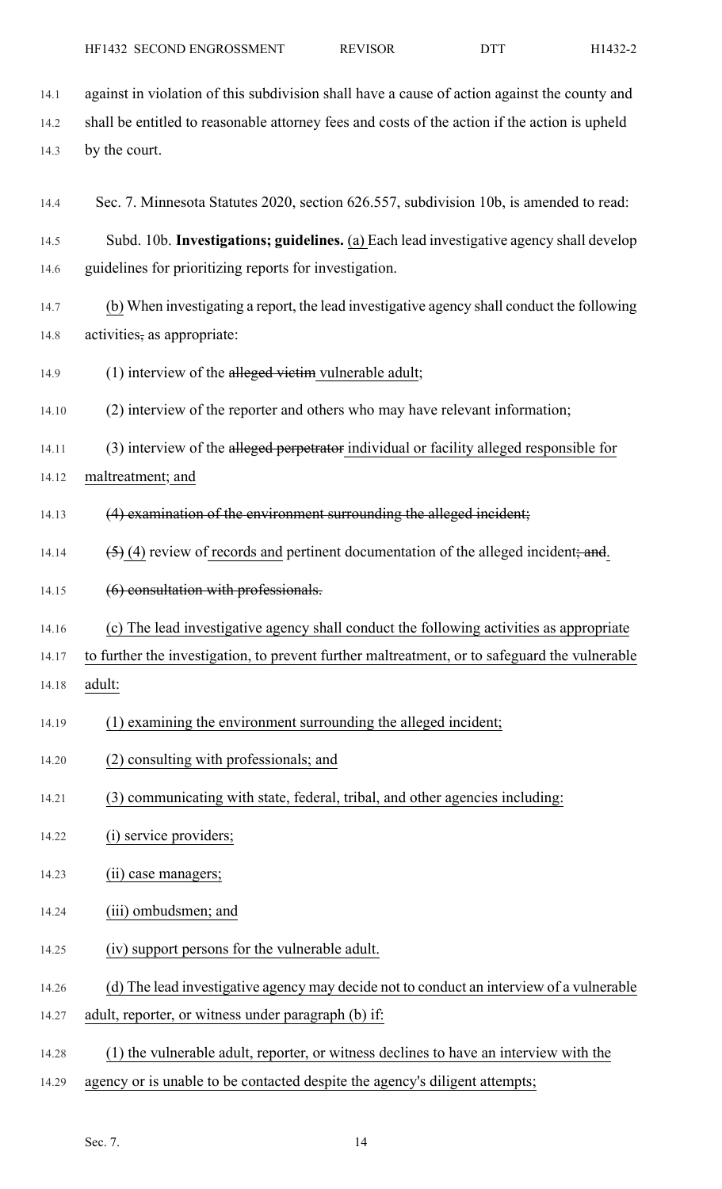against in violation of this subdivision shall have a cause of action against the county and shall be entitled to reasonable attorney fees and costs of the action if the action is upheld by the court.

Sec. 7. Minnesota Statutes 2020, section 626.557, subdivision 10b, is amended to read:

Subd. 10b. **Investigations; guidelines.** (a) Each lead investigative agency shall develop guidelines for prioritizing reports for investigation.

(b) When investigating a report, the lead investigative agency shall conduct the following activities, as appropriate:

(1) interview of the ~~alleged victim~~ vulnerable adult;

(2) interview of the reporter and others who may have relevant information;

(3) interview of the ~~alleged perpetrator~~ individual or facility alleged responsible for maltreatment; and

~~(4) examination of the environment surrounding the alleged incident;~~

~~(5)~~ (4) review of records and pertinent documentation of the alleged incident~~; and~~.

~~(6) consultation with professionals.~~

(c) The lead investigative agency shall conduct the following activities as appropriate to further the investigation, to prevent further maltreatment, or to safeguard the vulnerable adult:

(1) examining the environment surrounding the alleged incident;

(2) consulting with professionals; and

(3) communicating with state, federal, tribal, and other agencies including:

(i) service providers;

(ii) case managers;

(iii) ombudsmen; and

(iv) support persons for the vulnerable adult.

(d) The lead investigative agency may decide not to conduct an interview of a vulnerable adult, reporter, or witness under paragraph (b) if:

(1) the vulnerable adult, reporter, or witness declines to have an interview with the agency or is unable to be contacted despite the agency's diligent attempts;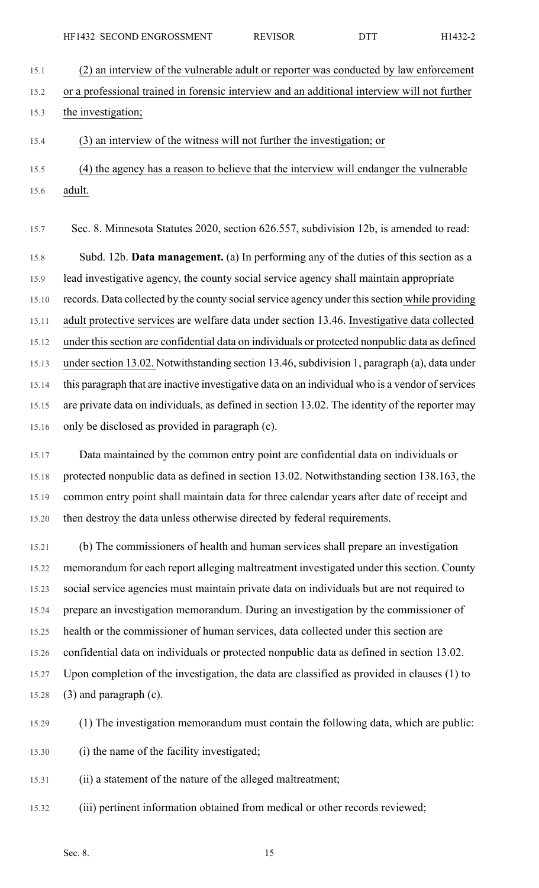(2) an interview of the vulnerable adult or reporter was conducted by law enforcement or a professional trained in forensic interview and an additional interview will not further the investigation;

(3) an interview of the witness will not further the investigation; or

(4) the agency has a reason to believe that the interview will endanger the vulnerable adult.

Sec. 8. Minnesota Statutes 2020, section 626.557, subdivision 12b, is amended to read:

Subd. 12b. **Data management.** (a) In performing any of the duties of this section as a lead investigative agency, the county social service agency shall maintain appropriate records. Data collected by the county social service agency under this section while providing adult protective services are welfare data under section 13.46. Investigative data collected under this section are confidential data on individuals or protected nonpublic data as defined under section 13.02. Notwithstanding section 13.46, subdivision 1, paragraph (a), data under this paragraph that are inactive investigative data on an individual who is a vendor of services are private data on individuals, as defined in section 13.02. The identity of the reporter may only be disclosed as provided in paragraph (c).

Data maintained by the common entry point are confidential data on individuals or protected nonpublic data as defined in section 13.02. Notwithstanding section 138.163, the common entry point shall maintain data for three calendar years after date of receipt and then destroy the data unless otherwise directed by federal requirements.

(b) The commissioners of health and human services shall prepare an investigation memorandum for each report alleging maltreatment investigated under this section. County social service agencies must maintain private data on individuals but are not required to prepare an investigation memorandum. During an investigation by the commissioner of health or the commissioner of human services, data collected under this section are confidential data on individuals or protected nonpublic data as defined in section 13.02. Upon completion of the investigation, the data are classified as provided in clauses (1) to (3) and paragraph (c).

(1) The investigation memorandum must contain the following data, which are public:

(i) the name of the facility investigated;

(ii) a statement of the nature of the alleged maltreatment;

(iii) pertinent information obtained from medical or other records reviewed;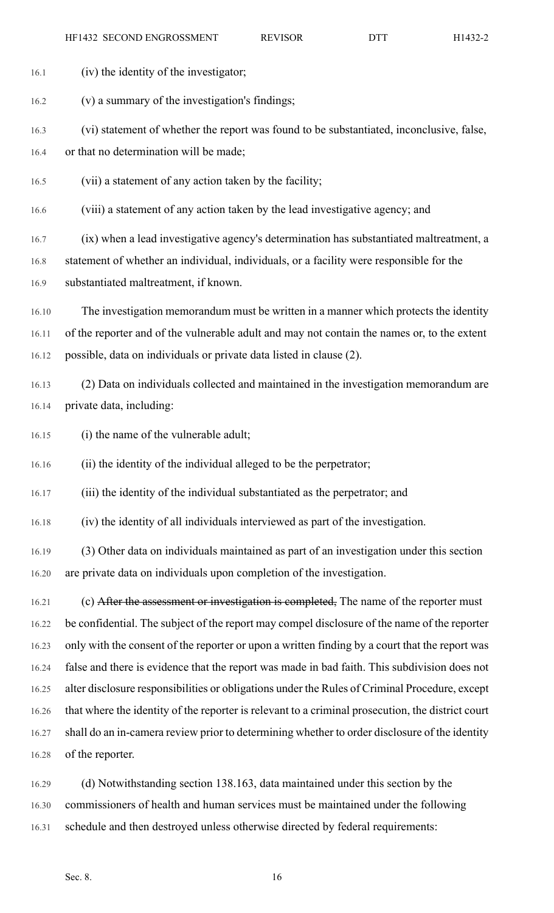(iv) the identity of the investigator;

(v) a summary of the investigation's findings;

(vi) statement of whether the report was found to be substantiated, inconclusive, false, or that no determination will be made;

(vii) a statement of any action taken by the facility;

(viii) a statement of any action taken by the lead investigative agency; and

(ix) when a lead investigative agency's determination has substantiated maltreatment, a statement of whether an individual, individuals, or a facility were responsible for the substantiated maltreatment, if known.

The investigation memorandum must be written in a manner which protects the identity of the reporter and of the vulnerable adult and may not contain the names or, to the extent possible, data on individuals or private data listed in clause (2).

(2) Data on individuals collected and maintained in the investigation memorandum are private data, including:

(i) the name of the vulnerable adult;

(ii) the identity of the individual alleged to be the perpetrator;

(iii) the identity of the individual substantiated as the perpetrator; and

(iv) the identity of all individuals interviewed as part of the investigation.

(3) Other data on individuals maintained as part of an investigation under this section are private data on individuals upon completion of the investigation.

(c) ~~After the assessment or investigation is completed,~~ The name of the reporter must be confidential. The subject of the report may compel disclosure of the name of the reporter only with the consent of the reporter or upon a written finding by a court that the report was false and there is evidence that the report was made in bad faith. This subdivision does not alter disclosure responsibilities or obligations under the Rules of Criminal Procedure, except that where the identity of the reporter is relevant to a criminal prosecution, the district court shall do an in-camera review prior to determining whether to order disclosure of the identity of the reporter.

(d) Notwithstanding section 138.163, data maintained under this section by the commissioners of health and human services must be maintained under the following schedule and then destroyed unless otherwise directed by federal requirements: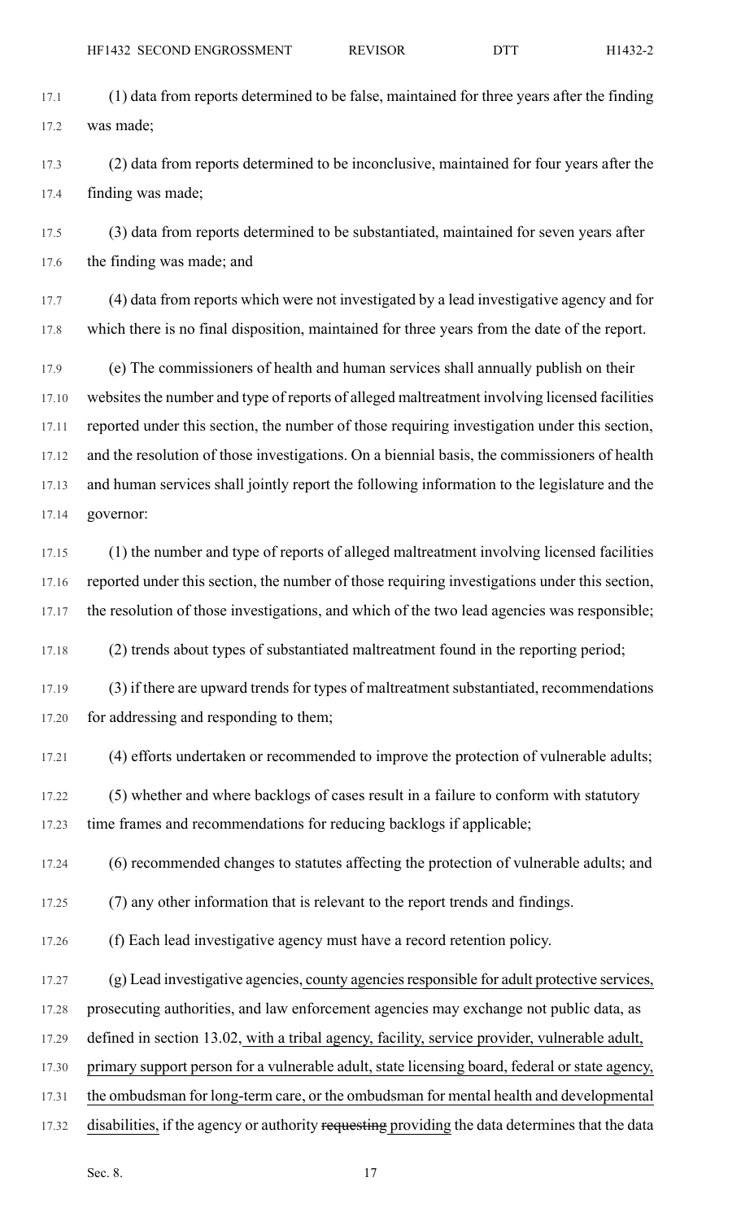(1) data from reports determined to be false, maintained for three years after the finding was made;

(2) data from reports determined to be inconclusive, maintained for four years after the finding was made;

(3) data from reports determined to be substantiated, maintained for seven years after the finding was made; and

(4) data from reports which were not investigated by a lead investigative agency and for which there is no final disposition, maintained for three years from the date of the report.

(e) The commissioners of health and human services shall annually publish on their websites the number and type of reports of alleged maltreatment involving licensed facilities reported under this section, the number of those requiring investigation under this section, and the resolution of those investigations. On a biennial basis, the commissioners of health and human services shall jointly report the following information to the legislature and the governor:

(1) the number and type of reports of alleged maltreatment involving licensed facilities reported under this section, the number of those requiring investigations under this section, the resolution of those investigations, and which of the two lead agencies was responsible;

(2) trends about types of substantiated maltreatment found in the reporting period;

(3) if there are upward trends for types of maltreatment substantiated, recommendations for addressing and responding to them;

(4) efforts undertaken or recommended to improve the protection of vulnerable adults;

(5) whether and where backlogs of cases result in a failure to conform with statutory time frames and recommendations for reducing backlogs if applicable;

(6) recommended changes to statutes affecting the protection of vulnerable adults; and

(7) any other information that is relevant to the report trends and findings.

(f) Each lead investigative agency must have a record retention policy.

(g) Lead investigative agencies, county agencies responsible for adult protective services, prosecuting authorities, and law enforcement agencies may exchange not public data, as defined in section 13.02, with a tribal agency, facility, service provider, vulnerable adult, primary support person for a vulnerable adult, state licensing board, federal or state agency, the ombudsman for long-term care, or the ombudsman for mental health and developmental disabilities, if the agency or authority ~~requesting~~ providing the data determines that the data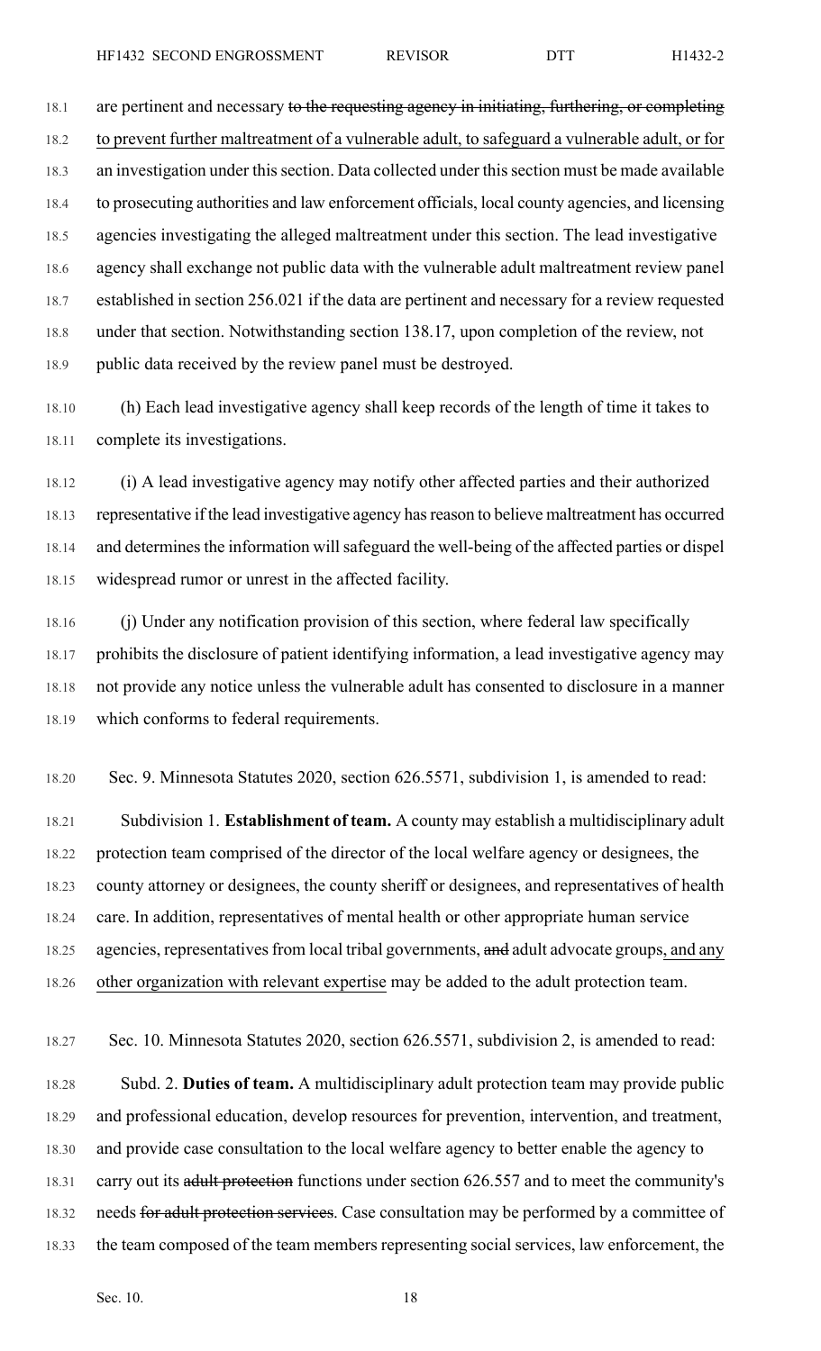are pertinent and necessary ~~to the requesting agency in initiating, furthering, or completing~~ to prevent further maltreatment of a vulnerable adult, to safeguard a vulnerable adult, or for an investigation under this section. Data collected under this section must be made available to prosecuting authorities and law enforcement officials, local county agencies, and licensing agencies investigating the alleged maltreatment under this section. The lead investigative agency shall exchange not public data with the vulnerable adult maltreatment review panel established in section 256.021 if the data are pertinent and necessary for a review requested under that section. Notwithstanding section 138.17, upon completion of the review, not public data received by the review panel must be destroyed.

(h) Each lead investigative agency shall keep records of the length of time it takes to complete its investigations.

(i) A lead investigative agency may notify other affected parties and their authorized representative if the lead investigative agency has reason to believe maltreatment has occurred and determines the information will safeguard the well-being of the affected parties or dispel widespread rumor or unrest in the affected facility.

(j) Under any notification provision of this section, where federal law specifically prohibits the disclosure of patient identifying information, a lead investigative agency may not provide any notice unless the vulnerable adult has consented to disclosure in a manner which conforms to federal requirements.

Sec. 9. Minnesota Statutes 2020, section 626.5571, subdivision 1, is amended to read:

Subdivision 1. **Establishment of team.** A county may establish a multidisciplinary adult protection team comprised of the director of the local welfare agency or designees, the county attorney or designees, the county sheriff or designees, and representatives of health care. In addition, representatives of mental health or other appropriate human service agencies, representatives from local tribal governments, ~~and~~ adult advocate groups, and any other organization with relevant expertise may be added to the adult protection team.

Sec. 10. Minnesota Statutes 2020, section 626.5571, subdivision 2, is amended to read:

Subd. 2. **Duties of team.** A multidisciplinary adult protection team may provide public and professional education, develop resources for prevention, intervention, and treatment, and provide case consultation to the local welfare agency to better enable the agency to carry out its ~~adult protection~~ functions under section 626.557 and to meet the community's needs ~~for adult protection services~~. Case consultation may be performed by a committee of the team composed of the team members representing social services, law enforcement, the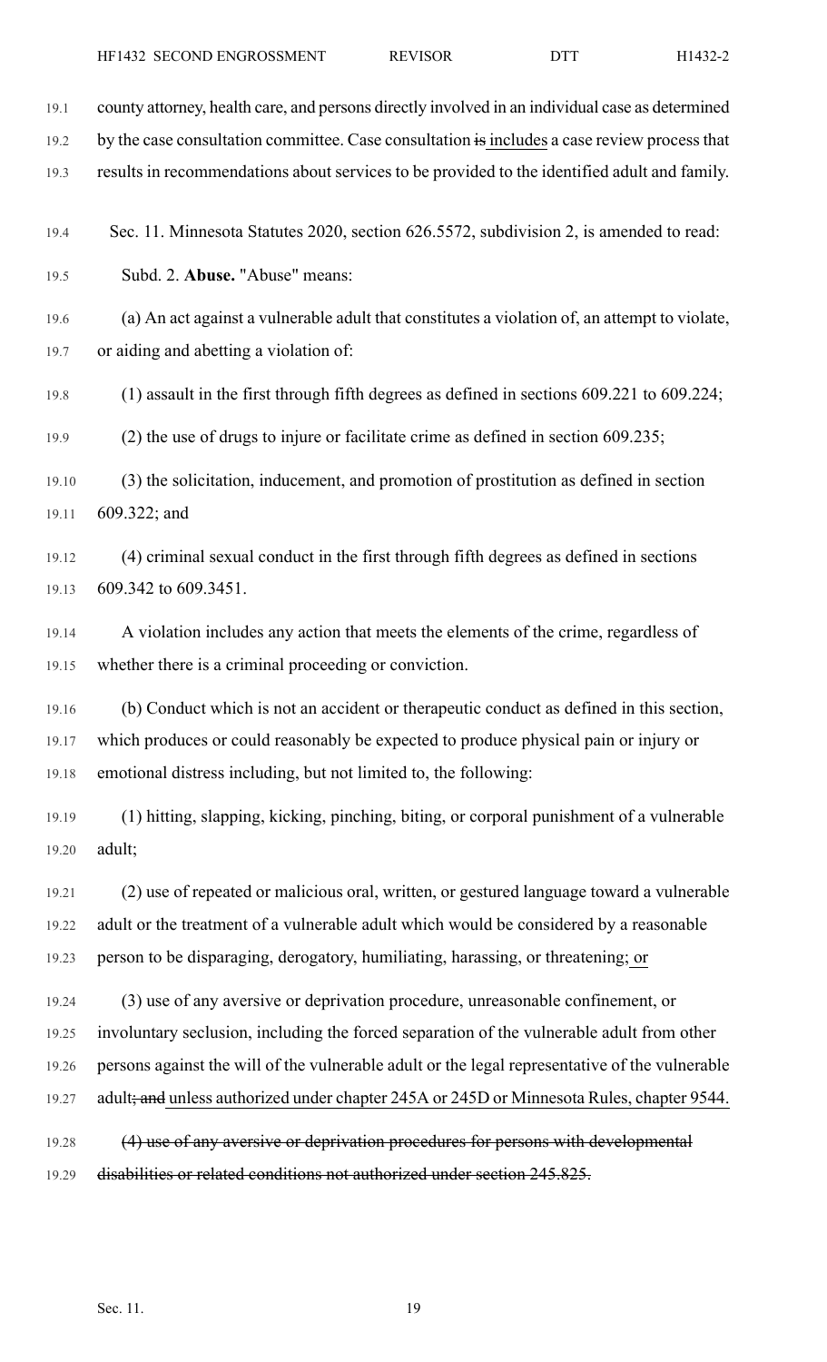county attorney, health care, and persons directly involved in an individual case as determined by the case consultation committee. Case consultation ~~is~~ includes a case review process that results in recommendations about services to be provided to the identified adult and family.

Sec. 11. Minnesota Statutes 2020, section 626.5572, subdivision 2, is amended to read:

Subd. 2. **Abuse.** "Abuse" means:

(a) An act against a vulnerable adult that constitutes a violation of, an attempt to violate, or aiding and abetting a violation of:

(1) assault in the first through fifth degrees as defined in sections 609.221 to 609.224;

(2) the use of drugs to injure or facilitate crime as defined in section 609.235;

(3) the solicitation, inducement, and promotion of prostitution as defined in section 609.322; and

(4) criminal sexual conduct in the first through fifth degrees as defined in sections 609.342 to 609.3451.

A violation includes any action that meets the elements of the crime, regardless of whether there is a criminal proceeding or conviction.

(b) Conduct which is not an accident or therapeutic conduct as defined in this section, which produces or could reasonably be expected to produce physical pain or injury or emotional distress including, but not limited to, the following:

(1) hitting, slapping, kicking, pinching, biting, or corporal punishment of a vulnerable adult;

(2) use of repeated or malicious oral, written, or gestured language toward a vulnerable adult or the treatment of a vulnerable adult which would be considered by a reasonable person to be disparaging, derogatory, humiliating, harassing, or threatening; or

(3) use of any aversive or deprivation procedure, unreasonable confinement, or involuntary seclusion, including the forced separation of the vulnerable adult from other persons against the will of the vulnerable adult or the legal representative of the vulnerable adult~~; and~~ unless authorized under chapter 245A or 245D or Minnesota Rules, chapter 9544.

~~(4) use of any aversive or deprivation procedures for persons with developmental disabilities or related conditions not authorized under section 245.825.~~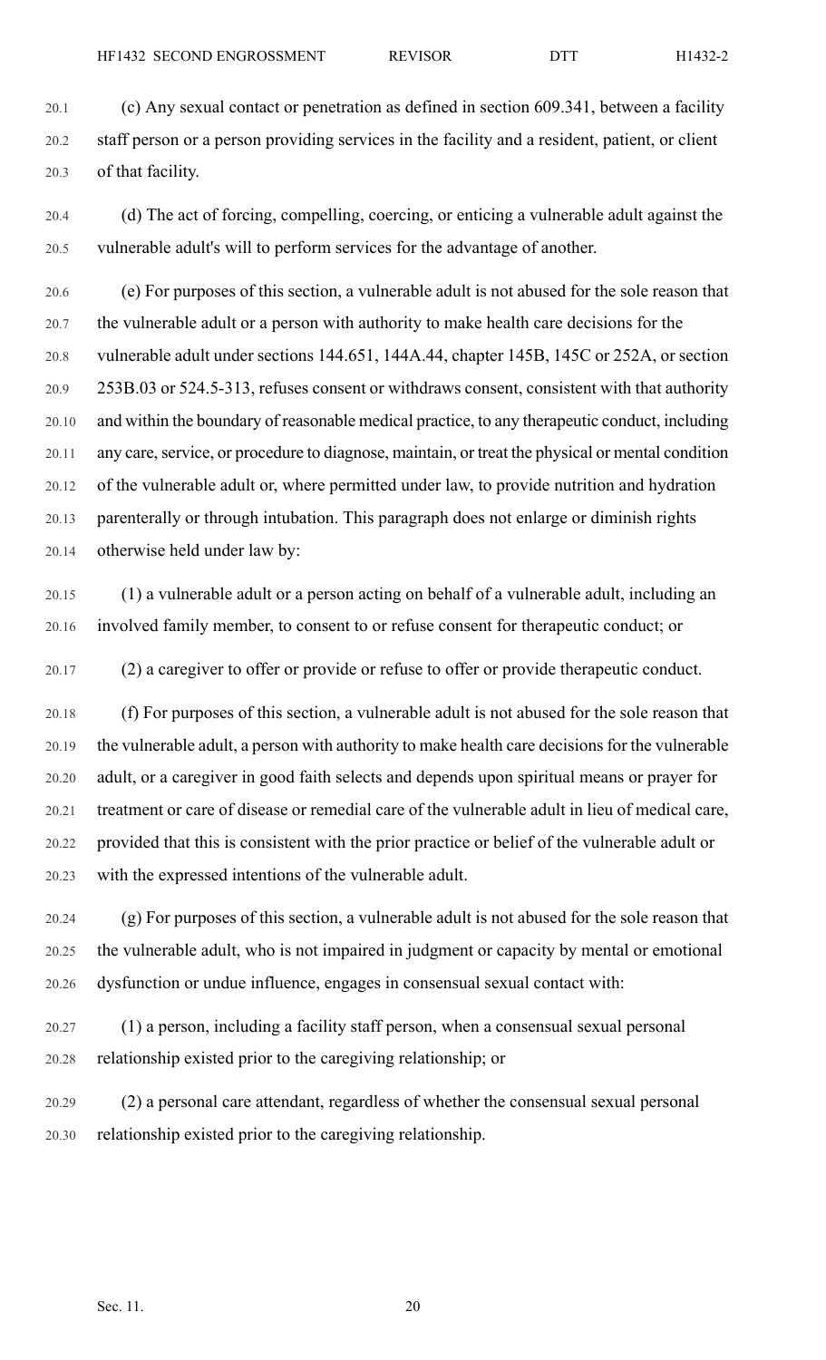(c) Any sexual contact or penetration as defined in section 609.341, between a facility staff person or a person providing services in the facility and a resident, patient, or client of that facility.

(d) The act of forcing, compelling, coercing, or enticing a vulnerable adult against the vulnerable adult's will to perform services for the advantage of another.

(e) For purposes of this section, a vulnerable adult is not abused for the sole reason that the vulnerable adult or a person with authority to make health care decisions for the vulnerable adult under sections 144.651, 144A.44, chapter 145B, 145C or 252A, or section 253B.03 or 524.5-313, refuses consent or withdraws consent, consistent with that authority and within the boundary of reasonable medical practice, to any therapeutic conduct, including any care, service, or procedure to diagnose, maintain, or treat the physical or mental condition of the vulnerable adult or, where permitted under law, to provide nutrition and hydration parenterally or through intubation. This paragraph does not enlarge or diminish rights otherwise held under law by:

(1) a vulnerable adult or a person acting on behalf of a vulnerable adult, including an involved family member, to consent to or refuse consent for therapeutic conduct; or

(2) a caregiver to offer or provide or refuse to offer or provide therapeutic conduct.

(f) For purposes of this section, a vulnerable adult is not abused for the sole reason that the vulnerable adult, a person with authority to make health care decisions for the vulnerable adult, or a caregiver in good faith selects and depends upon spiritual means or prayer for treatment or care of disease or remedial care of the vulnerable adult in lieu of medical care, provided that this is consistent with the prior practice or belief of the vulnerable adult or with the expressed intentions of the vulnerable adult.

(g) For purposes of this section, a vulnerable adult is not abused for the sole reason that the vulnerable adult, who is not impaired in judgment or capacity by mental or emotional dysfunction or undue influence, engages in consensual sexual contact with:

(1) a person, including a facility staff person, when a consensual sexual personal relationship existed prior to the caregiving relationship; or

(2) a personal care attendant, regardless of whether the consensual sexual personal relationship existed prior to the caregiving relationship.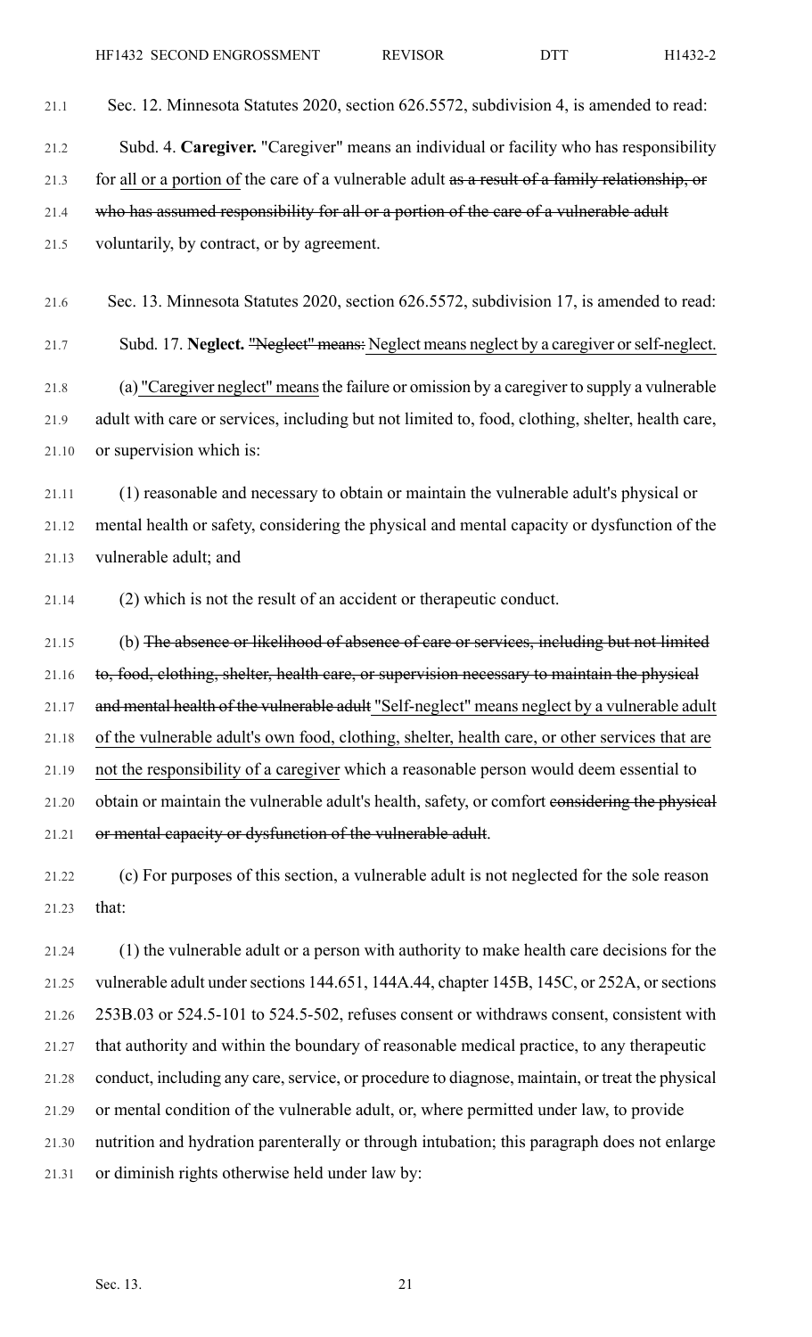Sec. 12. Minnesota Statutes 2020, section 626.5572, subdivision 4, is amended to read:

Subd. 4. **Caregiver.** "Caregiver" means an individual or facility who has responsibility for all or a portion of the care of a vulnerable adult ~~as a result of a family relationship, or who has assumed responsibility for all or a portion of the care of a vulnerable adult~~ voluntarily, by contract, or by agreement.

Sec. 13. Minnesota Statutes 2020, section 626.5572, subdivision 17, is amended to read:

Subd. 17. **Neglect.** ~~"Neglect" means:~~ Neglect means neglect by a caregiver or self-neglect.

(a) "Caregiver neglect" means the failure or omission by a caregiver to supply a vulnerable adult with care or services, including but not limited to, food, clothing, shelter, health care, or supervision which is:

(1) reasonable and necessary to obtain or maintain the vulnerable adult's physical or mental health or safety, considering the physical and mental capacity or dysfunction of the vulnerable adult; and

(2) which is not the result of an accident or therapeutic conduct.

(b) ~~The absence or likelihood of absence of care or services, including but not limited to, food, clothing, shelter, health care, or supervision necessary to maintain the physical and mental health of the vulnerable adult~~ "Self-neglect" means neglect by a vulnerable adult of the vulnerable adult's own food, clothing, shelter, health care, or other services that are not the responsibility of a caregiver which a reasonable person would deem essential to obtain or maintain the vulnerable adult's health, safety, or comfort ~~considering the physical or mental capacity or dysfunction of the vulnerable adult~~.

(c) For purposes of this section, a vulnerable adult is not neglected for the sole reason that:

(1) the vulnerable adult or a person with authority to make health care decisions for the vulnerable adult under sections 144.651, 144A.44, chapter 145B, 145C, or 252A, or sections 253B.03 or 524.5-101 to 524.5-502, refuses consent or withdraws consent, consistent with that authority and within the boundary of reasonable medical practice, to any therapeutic conduct, including any care, service, or procedure to diagnose, maintain, or treat the physical or mental condition of the vulnerable adult, or, where permitted under law, to provide nutrition and hydration parenterally or through intubation; this paragraph does not enlarge or diminish rights otherwise held under law by: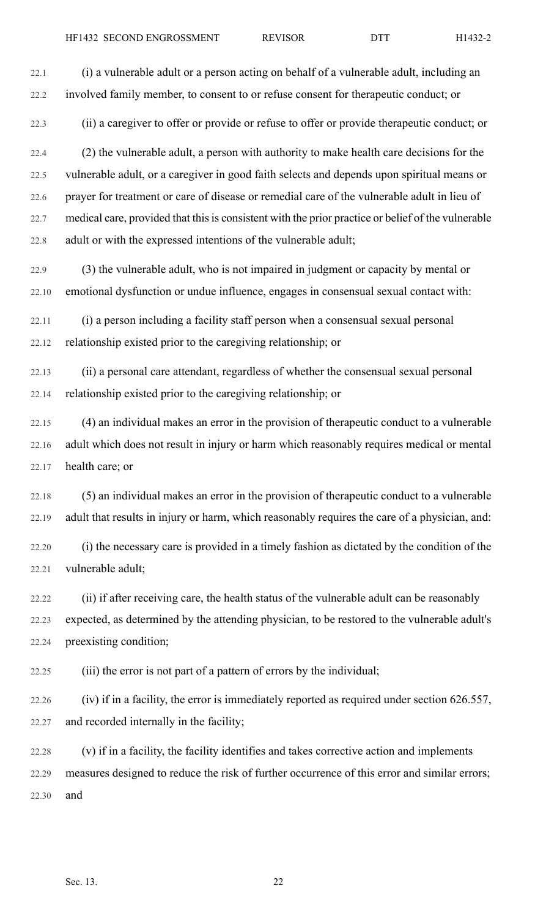(i) a vulnerable adult or a person acting on behalf of a vulnerable adult, including an involved family member, to consent to or refuse consent for therapeutic conduct; or

(ii) a caregiver to offer or provide or refuse to offer or provide therapeutic conduct; or

(2) the vulnerable adult, a person with authority to make health care decisions for the vulnerable adult, or a caregiver in good faith selects and depends upon spiritual means or prayer for treatment or care of disease or remedial care of the vulnerable adult in lieu of medical care, provided that this is consistent with the prior practice or belief of the vulnerable adult or with the expressed intentions of the vulnerable adult;

(3) the vulnerable adult, who is not impaired in judgment or capacity by mental or emotional dysfunction or undue influence, engages in consensual sexual contact with:

(i) a person including a facility staff person when a consensual sexual personal relationship existed prior to the caregiving relationship; or

(ii) a personal care attendant, regardless of whether the consensual sexual personal relationship existed prior to the caregiving relationship; or

(4) an individual makes an error in the provision of therapeutic conduct to a vulnerable adult which does not result in injury or harm which reasonably requires medical or mental health care; or

(5) an individual makes an error in the provision of therapeutic conduct to a vulnerable adult that results in injury or harm, which reasonably requires the care of a physician, and:

(i) the necessary care is provided in a timely fashion as dictated by the condition of the vulnerable adult;

(ii) if after receiving care, the health status of the vulnerable adult can be reasonably expected, as determined by the attending physician, to be restored to the vulnerable adult's preexisting condition;

(iii) the error is not part of a pattern of errors by the individual;

(iv) if in a facility, the error is immediately reported as required under section 626.557, and recorded internally in the facility;

(v) if in a facility, the facility identifies and takes corrective action and implements measures designed to reduce the risk of further occurrence of this error and similar errors; and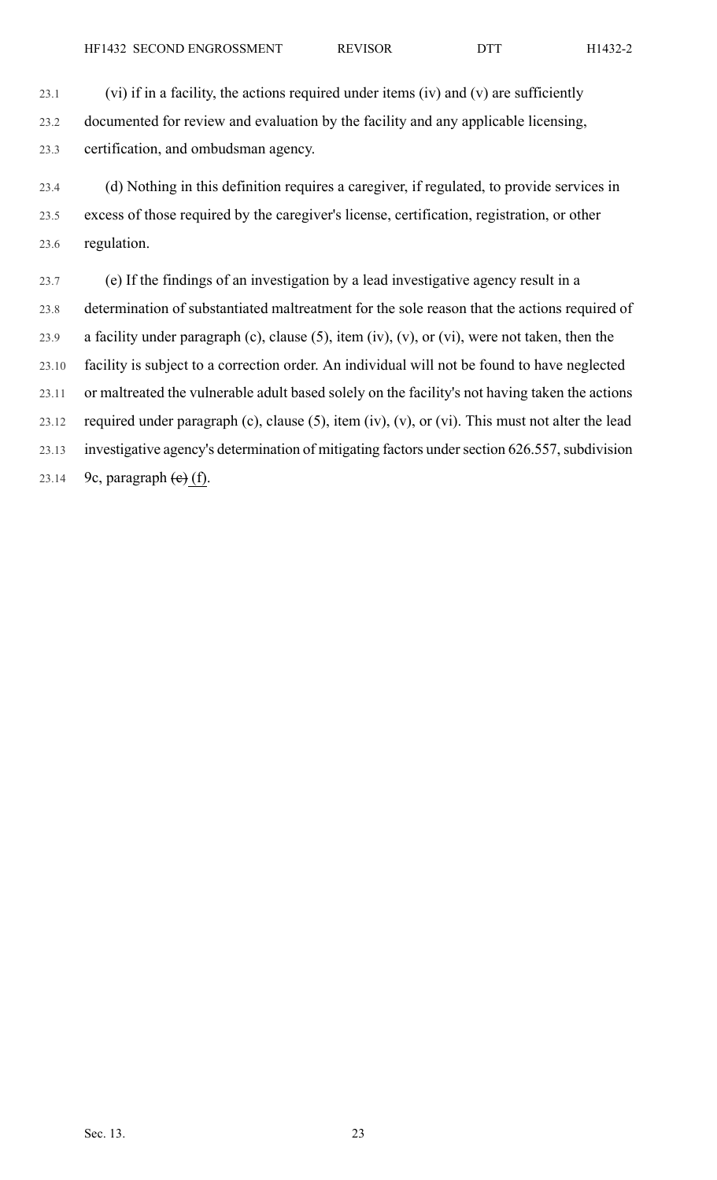(vi) if in a facility, the actions required under items (iv) and (v) are sufficiently documented for review and evaluation by the facility and any applicable licensing, certification, and ombudsman agency.

(d) Nothing in this definition requires a caregiver, if regulated, to provide services in excess of those required by the caregiver's license, certification, registration, or other regulation.

(e) If the findings of an investigation by a lead investigative agency result in a determination of substantiated maltreatment for the sole reason that the actions required of a facility under paragraph (c), clause (5), item (iv), (v), or (vi), were not taken, then the facility is subject to a correction order. An individual will not be found to have neglected or maltreated the vulnerable adult based solely on the facility's not having taken the actions required under paragraph (c), clause (5), item (iv), (v), or (vi). This must not alter the lead investigative agency's determination of mitigating factors under section 626.557, subdivision 9c, paragraph ~~(c)~~ (f).